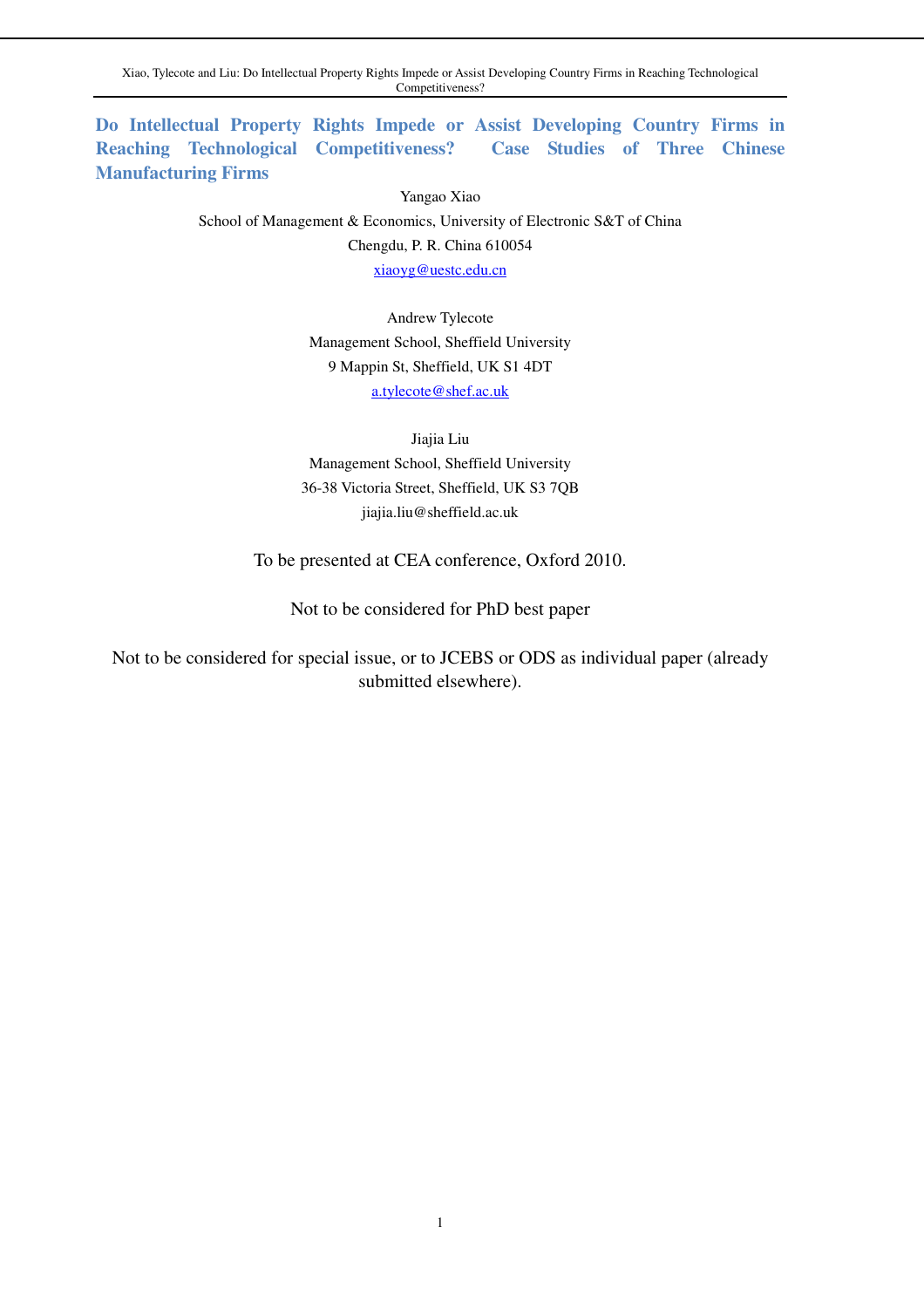# Do Intellectual Property Rights Impede or Assist Developing Country Firms in Reaching Technological Competitiveness? Case Studies of Three Chinese Manufacturing Firms

Yangao Xiao

School of Management & Economics, University of Electronic S&T of China

Chengdu, P. R. China 610054

xiaoyg@uestc.edu.cn

Andrew Tylecote

Management School, Sheffield University

9 Mappin St, Sheffield, UK S1 4DT

a.tylecote@shef.ac.uk

Jiajia Liu

Management School, Sheffield University

36-38 Victoria Street, Sheffield, UK S3 7QB

jiajia.liu@sheffield.ac.uk

To be presented at CEA conference, Oxford 2010.

Not to be considered for PhD best paper

Not to be considered for special issue, or to JCEBS or ODS as individual paper (already submitted elsewhere).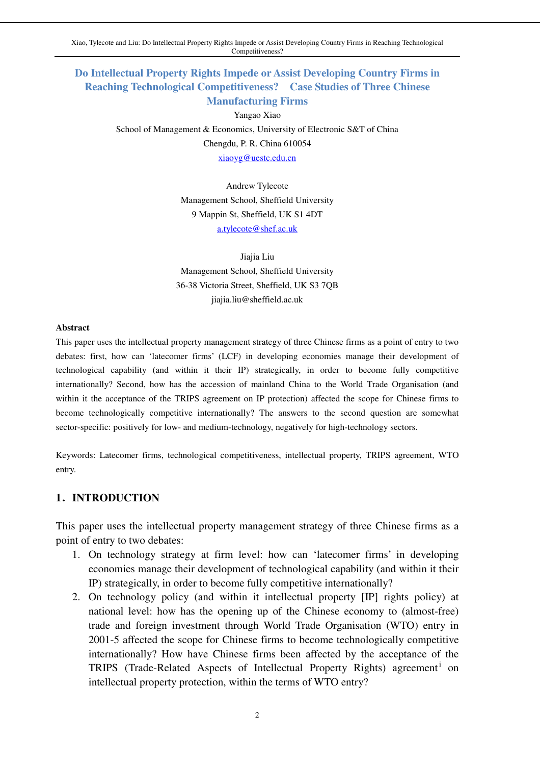# Do Intellectual Property Rights Impede or Assist Developing Country Firms in Reaching Technological Competitiveness? Case Studies of Three Chinese Manufacturing Firms

Yangao Xiao
School of Management & Economics, University of Electronic S&T of China
Chengdu, P. R. China 610054
xiaoyg@uestc.edu.cn

Andrew Tylecote
Management School, Sheffield University
9 Mappin St, Sheffield, UK S1 4DT
a.tylecote@shef.ac.uk

Jiajia Liu
Management School, Sheffield University
36-38 Victoria Street, Sheffield, UK S3 7QB
jiajia.liu@sheffield.ac.uk

**Abstract**

This paper uses the intellectual property management strategy of three Chinese firms as a point of entry to two debates: first, how can 'latecomer firms' (LCF) in developing economies manage their development of technological capability (and within it their IP) strategically, in order to become fully competitive internationally? Second, how has the accession of mainland China to the World Trade Organisation (and within it the acceptance of the TRIPS agreement on IP protection) affected the scope for Chinese firms to become technologically competitive internationally? The answers to the second question are somewhat sector-specific: positively for low- and medium-technology, negatively for high-technology sectors.

Keywords: Latecomer firms, technological competitiveness, intellectual property, TRIPS agreement, WTO entry.

## 1. INTRODUCTION

This paper uses the intellectual property management strategy of three Chinese firms as a point of entry to two debates:

1. On technology strategy at firm level: how can 'latecomer firms' in developing economies manage their development of technological capability (and within it their IP) strategically, in order to become fully competitive internationally?
2. On technology policy (and within it intellectual property [IP] rights policy) at national level: how has the opening up of the Chinese economy to (almost-free) trade and foreign investment through World Trade Organisation (WTO) entry in 2001-5 affected the scope for Chinese firms to become technologically competitive internationally? How have Chinese firms been affected by the acceptance of the TRIPS (Trade-Related Aspects of Intellectual Property Rights) agreement[i] on intellectual property protection, within the terms of WTO entry?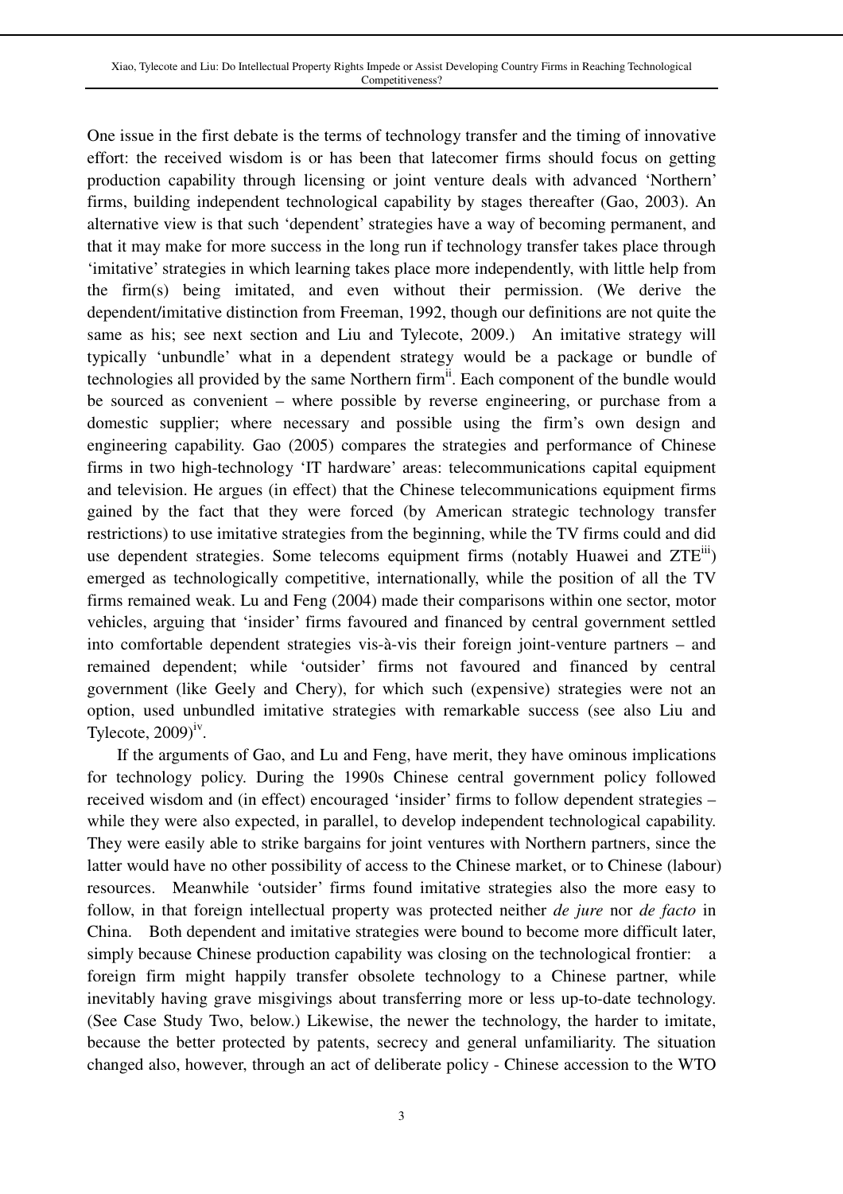One issue in the first debate is the terms of technology transfer and the timing of innovative effort: the received wisdom is or has been that latecomer firms should focus on getting production capability through licensing or joint venture deals with advanced 'Northern' firms, building independent technological capability by stages thereafter (Gao, 2003). An alternative view is that such 'dependent' strategies have a way of becoming permanent, and that it may make for more success in the long run if technology transfer takes place through 'imitative' strategies in which learning takes place more independently, with little help from the firm(s) being imitated, and even without their permission. (We derive the dependent/imitative distinction from Freeman, 1992, though our definitions are not quite the same as his; see next section and Liu and Tylecote, 2009.) An imitative strategy will typically 'unbundle' what in a dependent strategy would be a package or bundle of technologies all provided by the same Northern firm[ii]. Each component of the bundle would be sourced as convenient – where possible by reverse engineering, or purchase from a domestic supplier; where necessary and possible using the firm's own design and engineering capability. Gao (2005) compares the strategies and performance of Chinese firms in two high-technology 'IT hardware' areas: telecommunications capital equipment and television. He argues (in effect) that the Chinese telecommunications equipment firms gained by the fact that they were forced (by American strategic technology transfer restrictions) to use imitative strategies from the beginning, while the TV firms could and did use dependent strategies. Some telecoms equipment firms (notably Huawei and ZTE[iii]) emerged as technologically competitive, internationally, while the position of all the TV firms remained weak. Lu and Feng (2004) made their comparisons within one sector, motor vehicles, arguing that 'insider' firms favoured and financed by central government settled into comfortable dependent strategies vis-à-vis their foreign joint-venture partners – and remained dependent; while 'outsider' firms not favoured and financed by central government (like Geely and Chery), for which such (expensive) strategies were not an option, used unbundled imitative strategies with remarkable success (see also Liu and Tylecote, 2009)[iv].

If the arguments of Gao, and Lu and Feng, have merit, they have ominous implications for technology policy. During the 1990s Chinese central government policy followed received wisdom and (in effect) encouraged 'insider' firms to follow dependent strategies – while they were also expected, in parallel, to develop independent technological capability. They were easily able to strike bargains for joint ventures with Northern partners, since the latter would have no other possibility of access to the Chinese market, or to Chinese (labour) resources. Meanwhile 'outsider' firms found imitative strategies also the more easy to follow, in that foreign intellectual property was protected neither *de jure* nor *de facto* in China. Both dependent and imitative strategies were bound to become more difficult later, simply because Chinese production capability was closing on the technological frontier: a foreign firm might happily transfer obsolete technology to a Chinese partner, while inevitably having grave misgivings about transferring more or less up-to-date technology. (See Case Study Two, below.) Likewise, the newer the technology, the harder to imitate, because the better protected by patents, secrecy and general unfamiliarity. The situation changed also, however, through an act of deliberate policy - Chinese accession to the WTO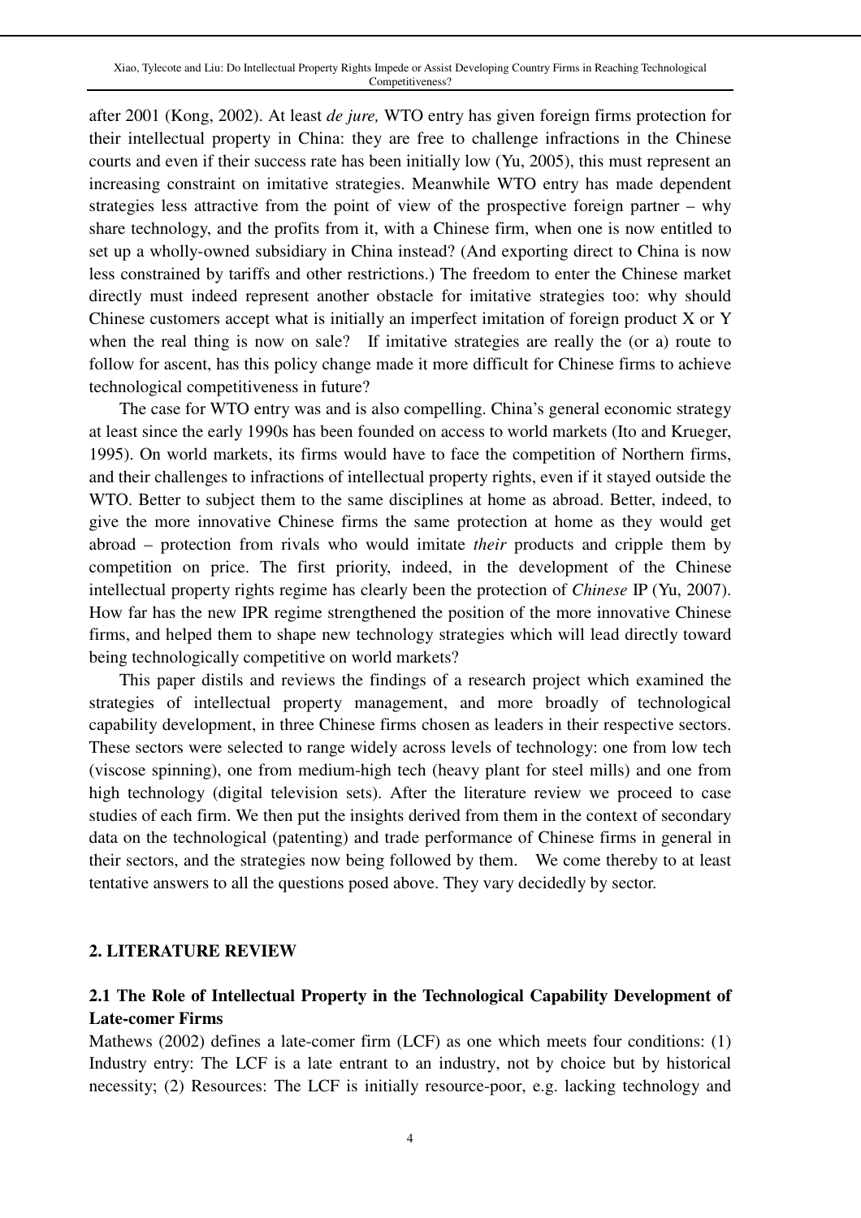after 2001 (Kong, 2002). At least *de jure,* WTO entry has given foreign firms protection for their intellectual property in China: they are free to challenge infractions in the Chinese courts and even if their success rate has been initially low (Yu, 2005), this must represent an increasing constraint on imitative strategies. Meanwhile WTO entry has made dependent strategies less attractive from the point of view of the prospective foreign partner – why share technology, and the profits from it, with a Chinese firm, when one is now entitled to set up a wholly-owned subsidiary in China instead? (And exporting direct to China is now less constrained by tariffs and other restrictions.) The freedom to enter the Chinese market directly must indeed represent another obstacle for imitative strategies too: why should Chinese customers accept what is initially an imperfect imitation of foreign product X or Y when the real thing is now on sale? If imitative strategies are really the (or a) route to follow for ascent, has this policy change made it more difficult for Chinese firms to achieve technological competitiveness in future?

The case for WTO entry was and is also compelling. China's general economic strategy at least since the early 1990s has been founded on access to world markets (Ito and Krueger, 1995). On world markets, its firms would have to face the competition of Northern firms, and their challenges to infractions of intellectual property rights, even if it stayed outside the WTO. Better to subject them to the same disciplines at home as abroad. Better, indeed, to give the more innovative Chinese firms the same protection at home as they would get abroad – protection from rivals who would imitate *their* products and cripple them by competition on price. The first priority, indeed, in the development of the Chinese intellectual property rights regime has clearly been the protection of *Chinese* IP (Yu, 2007). How far has the new IPR regime strengthened the position of the more innovative Chinese firms, and helped them to shape new technology strategies which will lead directly toward being technologically competitive on world markets?

This paper distils and reviews the findings of a research project which examined the strategies of intellectual property management, and more broadly of technological capability development, in three Chinese firms chosen as leaders in their respective sectors. These sectors were selected to range widely across levels of technology: one from low tech (viscose spinning), one from medium-high tech (heavy plant for steel mills) and one from high technology (digital television sets). After the literature review we proceed to case studies of each firm. We then put the insights derived from them in the context of secondary data on the technological (patenting) and trade performance of Chinese firms in general in their sectors, and the strategies now being followed by them. We come thereby to at least tentative answers to all the questions posed above. They vary decidedly by sector.

## 2. LITERATURE REVIEW

### 2.1 The Role of Intellectual Property in the Technological Capability Development of Late-comer Firms

Mathews (2002) defines a late-comer firm (LCF) as one which meets four conditions: (1) Industry entry: The LCF is a late entrant to an industry, not by choice but by historical necessity; (2) Resources: The LCF is initially resource-poor, e.g. lacking technology and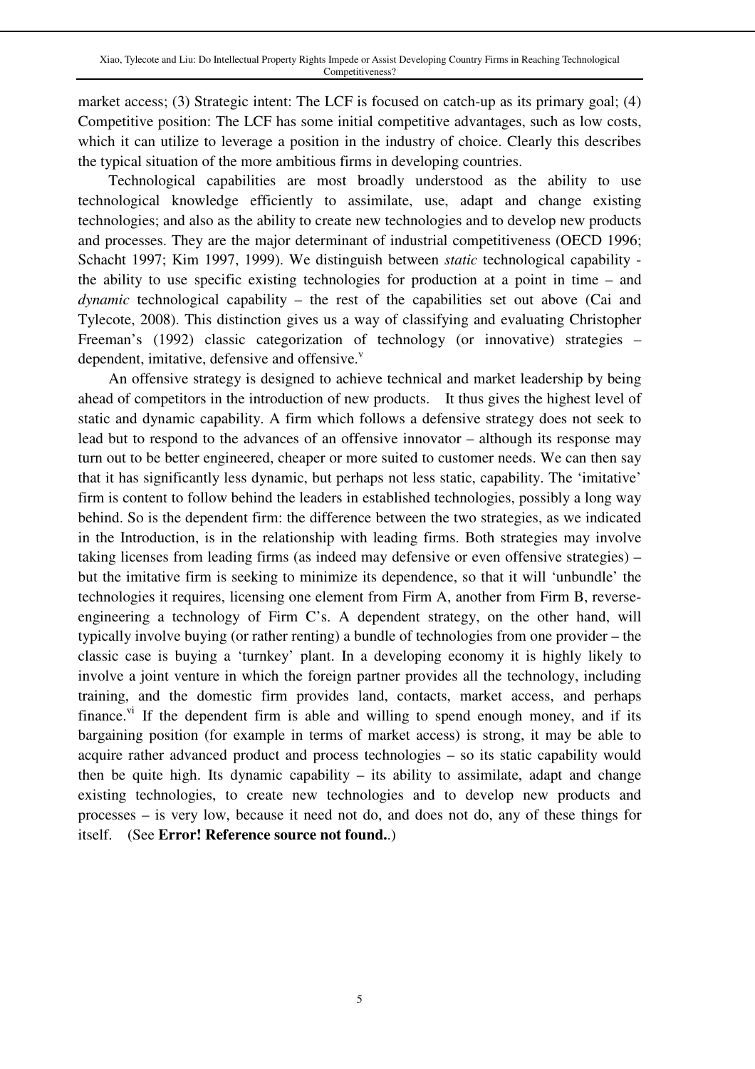market access; (3) Strategic intent: The LCF is focused on catch-up as its primary goal; (4) Competitive position: The LCF has some initial competitive advantages, such as low costs, which it can utilize to leverage a position in the industry of choice. Clearly this describes the typical situation of the more ambitious firms in developing countries.

Technological capabilities are most broadly understood as the ability to use technological knowledge efficiently to assimilate, use, adapt and change existing technologies; and also as the ability to create new technologies and to develop new products and processes. They are the major determinant of industrial competitiveness (OECD 1996; Schacht 1997; Kim 1997, 1999). We distinguish between *static* technological capability - the ability to use specific existing technologies for production at a point in time – and *dynamic* technological capability – the rest of the capabilities set out above (Cai and Tylecote, 2008). This distinction gives us a way of classifying and evaluating Christopher Freeman's (1992) classic categorization of technology (or innovative) strategies – dependent, imitative, defensive and offensive.[v]

An offensive strategy is designed to achieve technical and market leadership by being ahead of competitors in the introduction of new products. It thus gives the highest level of static and dynamic capability. A firm which follows a defensive strategy does not seek to lead but to respond to the advances of an offensive innovator – although its response may turn out to be better engineered, cheaper or more suited to customer needs. We can then say that it has significantly less dynamic, but perhaps not less static, capability. The 'imitative' firm is content to follow behind the leaders in established technologies, possibly a long way behind. So is the dependent firm: the difference between the two strategies, as we indicated in the Introduction, is in the relationship with leading firms. Both strategies may involve taking licenses from leading firms (as indeed may defensive or even offensive strategies) – but the imitative firm is seeking to minimize its dependence, so that it will 'unbundle' the technologies it requires, licensing one element from Firm A, another from Firm B, reverse-engineering a technology of Firm C's. A dependent strategy, on the other hand, will typically involve buying (or rather renting) a bundle of technologies from one provider – the classic case is buying a 'turnkey' plant. In a developing economy it is highly likely to involve a joint venture in which the foreign partner provides all the technology, including training, and the domestic firm provides land, contacts, market access, and perhaps finance.[vi] If the dependent firm is able and willing to spend enough money, and if its bargaining position (for example in terms of market access) is strong, it may be able to acquire rather advanced product and process technologies – so its static capability would then be quite high. Its dynamic capability – its ability to assimilate, adapt and change existing technologies, to create new technologies and to develop new products and processes – is very low, because it need not do, and does not do, any of these things for itself. (See **Error! Reference source not found.**.)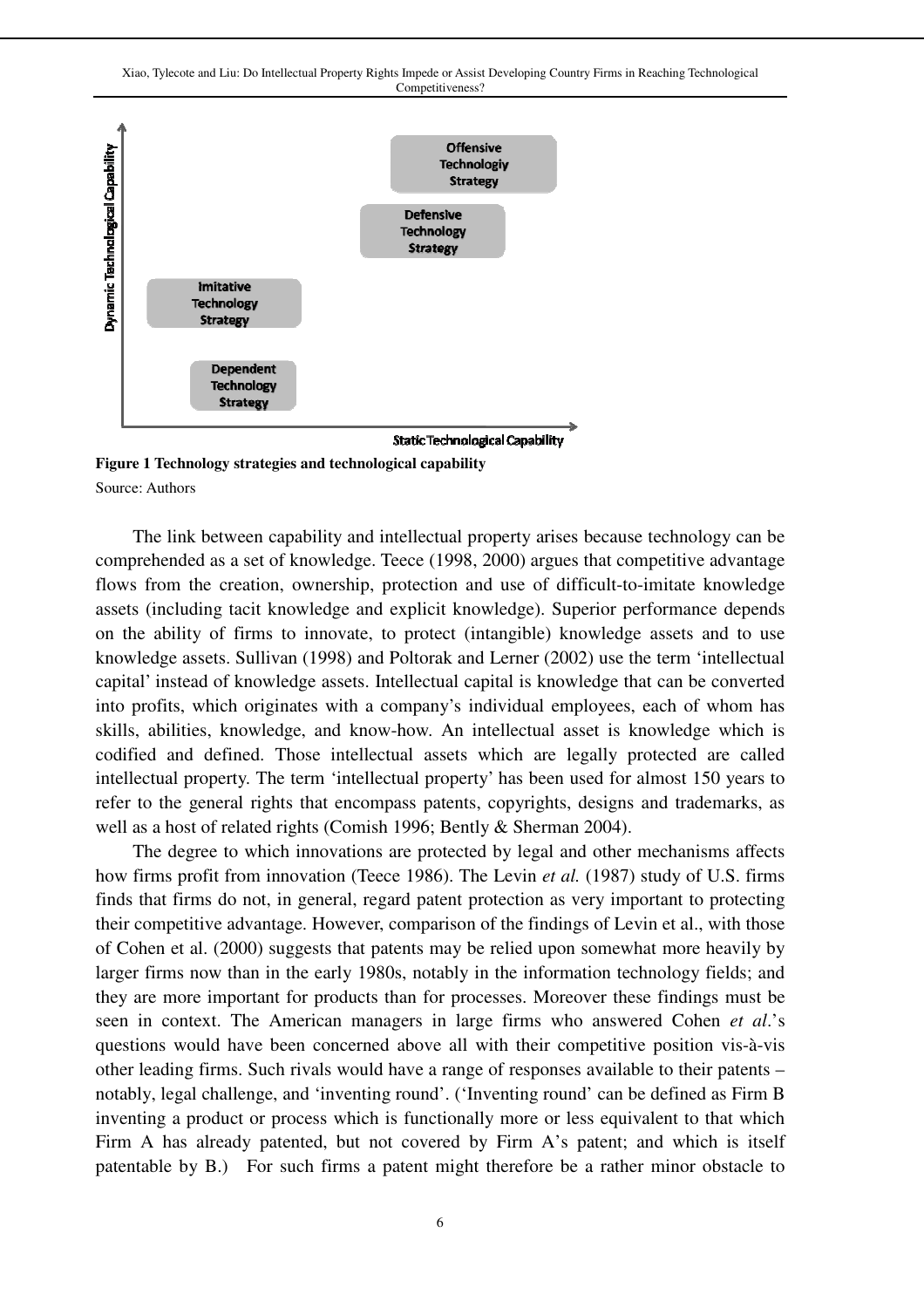Dynamic Technological Capability

Offensive Technologiy Strategy

Defensive Technology Strategy

Imitative Technology Strategy

Dependent Technology Strategy

Static Technological Capability

**Figure 1 Technology strategies and technological capability**

Source: Authors

The link between capability and intellectual property arises because technology can be comprehended as a set of knowledge. Teece (1998, 2000) argues that competitive advantage flows from the creation, ownership, protection and use of difficult-to-imitate knowledge assets (including tacit knowledge and explicit knowledge). Superior performance depends on the ability of firms to innovate, to protect (intangible) knowledge assets and to use knowledge assets. Sullivan (1998) and Poltorak and Lerner (2002) use the term 'intellectual capital' instead of knowledge assets. Intellectual capital is knowledge that can be converted into profits, which originates with a company's individual employees, each of whom has skills, abilities, knowledge, and know-how. An intellectual asset is knowledge which is codified and defined. Those intellectual assets which are legally protected are called intellectual property. The term 'intellectual property' has been used for almost 150 years to refer to the general rights that encompass patents, copyrights, designs and trademarks, as well as a host of related rights (Comish 1996; Bently & Sherman 2004).

The degree to which innovations are protected by legal and other mechanisms affects how firms profit from innovation (Teece 1986). The Levin *et al.* (1987) study of U.S. firms finds that firms do not, in general, regard patent protection as very important to protecting their competitive advantage. However, comparison of the findings of Levin et al., with those of Cohen et al. (2000) suggests that patents may be relied upon somewhat more heavily by larger firms now than in the early 1980s, notably in the information technology fields; and they are more important for products than for processes. Moreover these findings must be seen in context. The American managers in large firms who answered Cohen *et al*.'s questions would have been concerned above all with their competitive position vis-à-vis other leading firms. Such rivals would have a range of responses available to their patents – notably, legal challenge, and 'inventing round'. ('Inventing round' can be defined as Firm B inventing a product or process which is functionally more or less equivalent to that which Firm A has already patented, but not covered by Firm A's patent; and which is itself patentable by B.) For such firms a patent might therefore be a rather minor obstacle to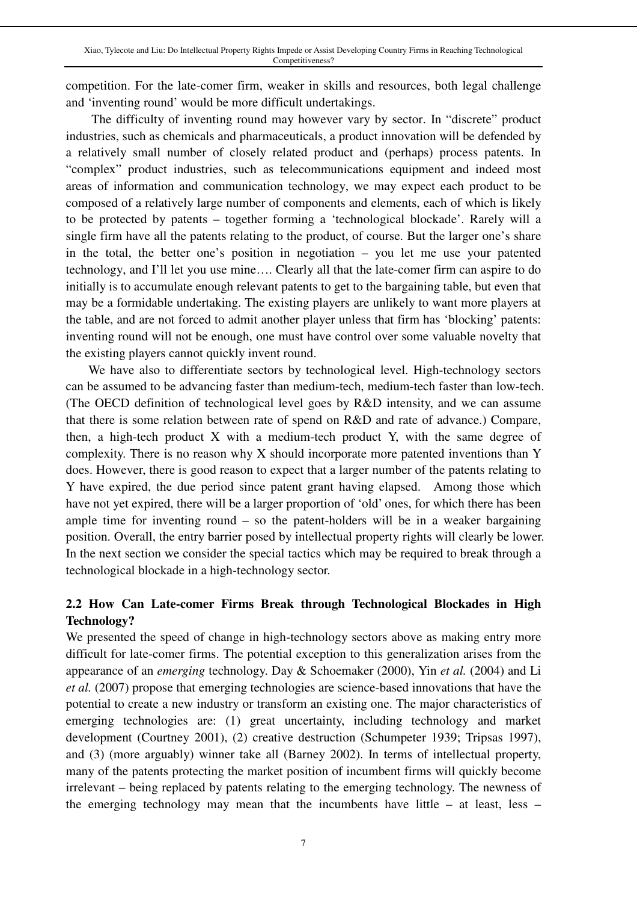competition. For the late-comer firm, weaker in skills and resources, both legal challenge and 'inventing round' would be more difficult undertakings.

The difficulty of inventing round may however vary by sector. In "discrete" product industries, such as chemicals and pharmaceuticals, a product innovation will be defended by a relatively small number of closely related product and (perhaps) process patents. In "complex" product industries, such as telecommunications equipment and indeed most areas of information and communication technology, we may expect each product to be composed of a relatively large number of components and elements, each of which is likely to be protected by patents – together forming a 'technological blockade'. Rarely will a single firm have all the patents relating to the product, of course. But the larger one's share in the total, the better one's position in negotiation – you let me use your patented technology, and I'll let you use mine…. Clearly all that the late-comer firm can aspire to do initially is to accumulate enough relevant patents to get to the bargaining table, but even that may be a formidable undertaking. The existing players are unlikely to want more players at the table, and are not forced to admit another player unless that firm has 'blocking' patents: inventing round will not be enough, one must have control over some valuable novelty that the existing players cannot quickly invent round.

We have also to differentiate sectors by technological level. High-technology sectors can be assumed to be advancing faster than medium-tech, medium-tech faster than low-tech. (The OECD definition of technological level goes by R&D intensity, and we can assume that there is some relation between rate of spend on R&D and rate of advance.) Compare, then, a high-tech product X with a medium-tech product Y, with the same degree of complexity. There is no reason why X should incorporate more patented inventions than Y does. However, there is good reason to expect that a larger number of the patents relating to Y have expired, the due period since patent grant having elapsed. Among those which have not yet expired, there will be a larger proportion of 'old' ones, for which there has been ample time for inventing round – so the patent-holders will be in a weaker bargaining position. Overall, the entry barrier posed by intellectual property rights will clearly be lower. In the next section we consider the special tactics which may be required to break through a technological blockade in a high-technology sector.

### 2.2 How Can Late-comer Firms Break through Technological Blockades in High Technology?

We presented the speed of change in high-technology sectors above as making entry more difficult for late-comer firms. The potential exception to this generalization arises from the appearance of an *emerging* technology. Day & Schoemaker (2000), Yin *et al.* (2004) and Li *et al.* (2007) propose that emerging technologies are science-based innovations that have the potential to create a new industry or transform an existing one. The major characteristics of emerging technologies are: (1) great uncertainty, including technology and market development (Courtney 2001), (2) creative destruction (Schumpeter 1939; Tripsas 1997), and (3) (more arguably) winner take all (Barney 2002). In terms of intellectual property, many of the patents protecting the market position of incumbent firms will quickly become irrelevant – being replaced by patents relating to the emerging technology. The newness of the emerging technology may mean that the incumbents have little – at least, less –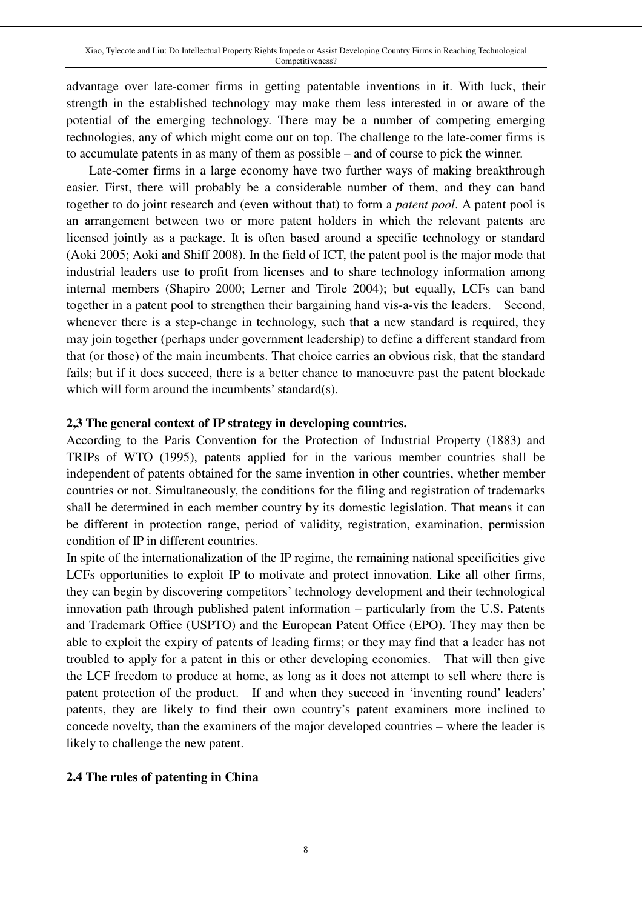advantage over late-comer firms in getting patentable inventions in it. With luck, their strength in the established technology may make them less interested in or aware of the potential of the emerging technology. There may be a number of competing emerging technologies, any of which might come out on top. The challenge to the late-comer firms is to accumulate patents in as many of them as possible – and of course to pick the winner.

Late-comer firms in a large economy have two further ways of making breakthrough easier. First, there will probably be a considerable number of them, and they can band together to do joint research and (even without that) to form a *patent pool*. A patent pool is an arrangement between two or more patent holders in which the relevant patents are licensed jointly as a package. It is often based around a specific technology or standard (Aoki 2005; Aoki and Shiff 2008). In the field of ICT, the patent pool is the major mode that industrial leaders use to profit from licenses and to share technology information among internal members (Shapiro 2000; Lerner and Tirole 2004); but equally, LCFs can band together in a patent pool to strengthen their bargaining hand vis-a-vis the leaders. Second, whenever there is a step-change in technology, such that a new standard is required, they may join together (perhaps under government leadership) to define a different standard from that (or those) of the main incumbents. That choice carries an obvious risk, that the standard fails; but if it does succeed, there is a better chance to manoeuvre past the patent blockade which will form around the incumbents' standard(s).

### 2,3 The general context of IP strategy in developing countries.

According to the Paris Convention for the Protection of Industrial Property (1883) and TRIPs of WTO (1995), patents applied for in the various member countries shall be independent of patents obtained for the same invention in other countries, whether member countries or not. Simultaneously, the conditions for the filing and registration of trademarks shall be determined in each member country by its domestic legislation. That means it can be different in protection range, period of validity, registration, examination, permission condition of IP in different countries.

In spite of the internationalization of the IP regime, the remaining national specificities give LCFs opportunities to exploit IP to motivate and protect innovation. Like all other firms, they can begin by discovering competitors' technology development and their technological innovation path through published patent information – particularly from the U.S. Patents and Trademark Office (USPTO) and the European Patent Office (EPO). They may then be able to exploit the expiry of patents of leading firms; or they may find that a leader has not troubled to apply for a patent in this or other developing economies. That will then give the LCF freedom to produce at home, as long as it does not attempt to sell where there is patent protection of the product. If and when they succeed in 'inventing round' leaders' patents, they are likely to find their own country's patent examiners more inclined to concede novelty, than the examiners of the major developed countries – where the leader is likely to challenge the new patent.

### 2.4 The rules of patenting in China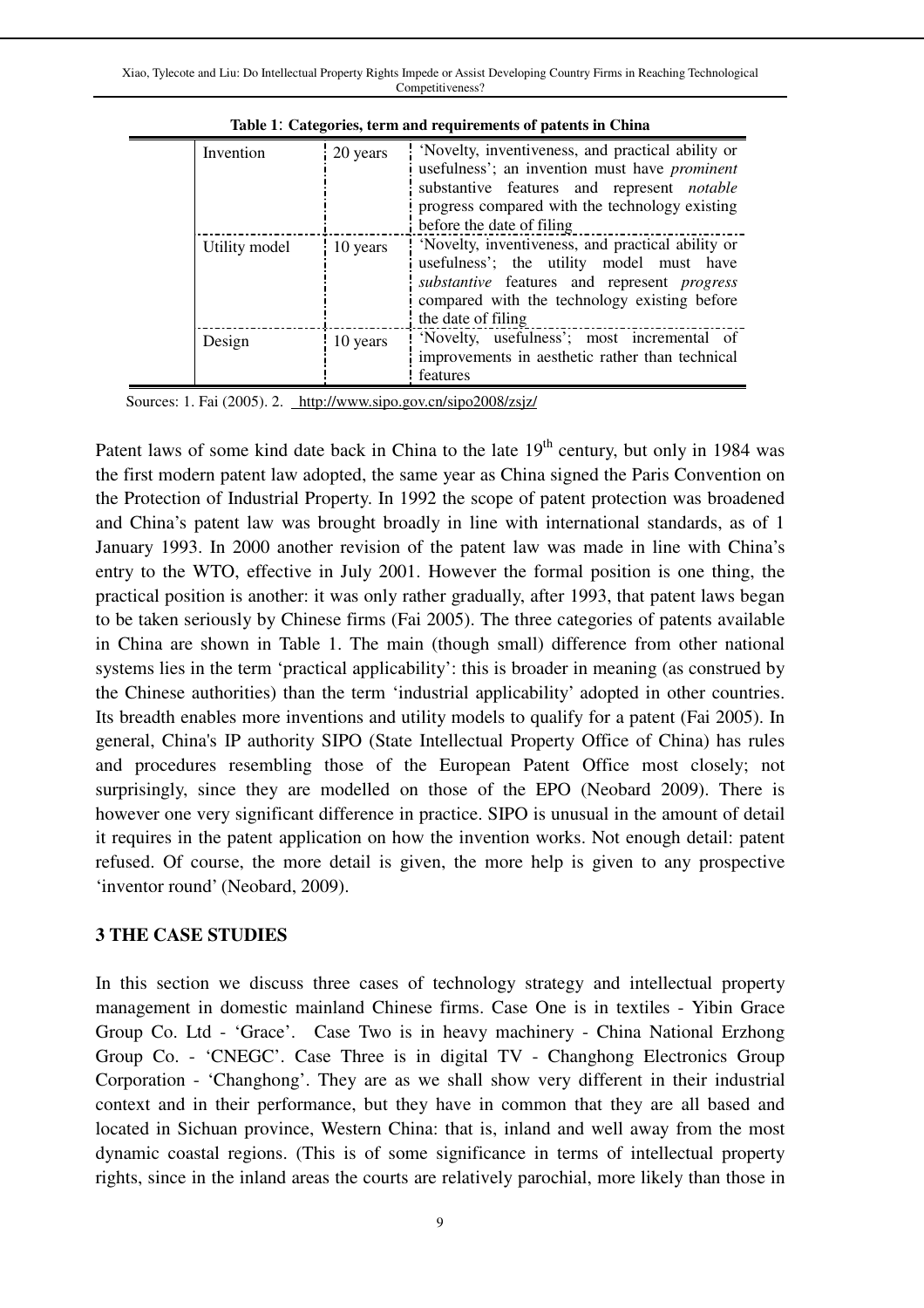**Table 1**: **Categories, term and requirements of patents in China**

| | | |
|---|---|---|
| Invention | 20 years | 'Novelty, inventiveness, and practical ability or usefulness'; an invention must have *prominent* substantive features and represent *notable* progress compared with the technology existing before the date of filing |
| Utility model | 10 years | 'Novelty, inventiveness, and practical ability or usefulness'; the utility model must have *substantive* features and represent *progress* compared with the technology existing before the date of filing |
| Design | 10 years | 'Novelty, usefulness'; most incremental of improvements in aesthetic rather than technical features |

Sources: 1. Fai (2005). 2. http://www.sipo.gov.cn/sipo2008/zsjz/

Patent laws of some kind date back in China to the late 19th century, but only in 1984 was the first modern patent law adopted, the same year as China signed the Paris Convention on the Protection of Industrial Property. In 1992 the scope of patent protection was broadened and China's patent law was brought broadly in line with international standards, as of 1 January 1993. In 2000 another revision of the patent law was made in line with China's entry to the WTO, effective in July 2001. However the formal position is one thing, the practical position is another: it was only rather gradually, after 1993, that patent laws began to be taken seriously by Chinese firms (Fai 2005). The three categories of patents available in China are shown in Table 1. The main (though small) difference from other national systems lies in the term 'practical applicability': this is broader in meaning (as construed by the Chinese authorities) than the term 'industrial applicability' adopted in other countries. Its breadth enables more inventions and utility models to qualify for a patent (Fai 2005). In general, China's IP authority SIPO (State Intellectual Property Office of China) has rules and procedures resembling those of the European Patent Office most closely; not surprisingly, since they are modelled on those of the EPO (Neobard 2009). There is however one very significant difference in practice. SIPO is unusual in the amount of detail it requires in the patent application on how the invention works. Not enough detail: patent refused. Of course, the more detail is given, the more help is given to any prospective 'inventor round' (Neobard, 2009).

## 3 THE CASE STUDIES

In this section we discuss three cases of technology strategy and intellectual property management in domestic mainland Chinese firms. Case One is in textiles - Yibin Grace Group Co. Ltd - 'Grace'. Case Two is in heavy machinery - China National Erzhong Group Co. - 'CNEGC'. Case Three is in digital TV - Changhong Electronics Group Corporation - 'Changhong'. They are as we shall show very different in their industrial context and in their performance, but they have in common that they are all based and located in Sichuan province, Western China: that is, inland and well away from the most dynamic coastal regions. (This is of some significance in terms of intellectual property rights, since in the inland areas the courts are relatively parochial, more likely than those in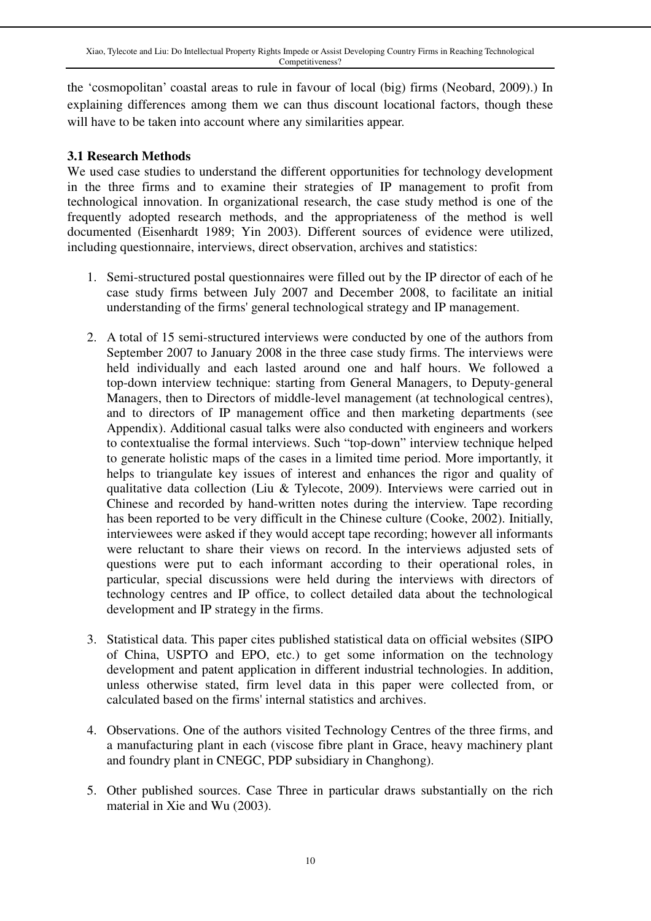the ‘cosmopolitan’ coastal areas to rule in favour of local (big) firms (Neobard, 2009).) In explaining differences among them we can thus discount locational factors, though these will have to be taken into account where any similarities appear.

### 3.1 Research Methods

We used case studies to understand the different opportunities for technology development in the three firms and to examine their strategies of IP management to profit from technological innovation. In organizational research, the case study method is one of the frequently adopted research methods, and the appropriateness of the method is well documented (Eisenhardt 1989; Yin 2003). Different sources of evidence were utilized, including questionnaire, interviews, direct observation, archives and statistics:

1. Semi-structured postal questionnaires were filled out by the IP director of each of he case study firms between July 2007 and December 2008, to facilitate an initial understanding of the firms' general technological strategy and IP management.

2. A total of 15 semi-structured interviews were conducted by one of the authors from September 2007 to January 2008 in the three case study firms. The interviews were held individually and each lasted around one and half hours. We followed a top-down interview technique: starting from General Managers, to Deputy-general Managers, then to Directors of middle-level management (at technological centres), and to directors of IP management office and then marketing departments (see Appendix). Additional casual talks were also conducted with engineers and workers to contextualise the formal interviews. Such “top-down” interview technique helped to generate holistic maps of the cases in a limited time period. More importantly, it helps to triangulate key issues of interest and enhances the rigor and quality of qualitative data collection (Liu & Tylecote, 2009). Interviews were carried out in Chinese and recorded by hand-written notes during the interview. Tape recording has been reported to be very difficult in the Chinese culture (Cooke, 2002). Initially, interviewees were asked if they would accept tape recording; however all informants were reluctant to share their views on record. In the interviews adjusted sets of questions were put to each informant according to their operational roles, in particular, special discussions were held during the interviews with directors of technology centres and IP office, to collect detailed data about the technological development and IP strategy in the firms.

3. Statistical data. This paper cites published statistical data on official websites (SIPO of China, USPTO and EPO, etc.) to get some information on the technology development and patent application in different industrial technologies. In addition, unless otherwise stated, firm level data in this paper were collected from, or calculated based on the firms' internal statistics and archives.

4. Observations. One of the authors visited Technology Centres of the three firms, and a manufacturing plant in each (viscose fibre plant in Grace, heavy machinery plant and foundry plant in CNEGC, PDP subsidiary in Changhong).

5. Other published sources. Case Three in particular draws substantially on the rich material in Xie and Wu (2003).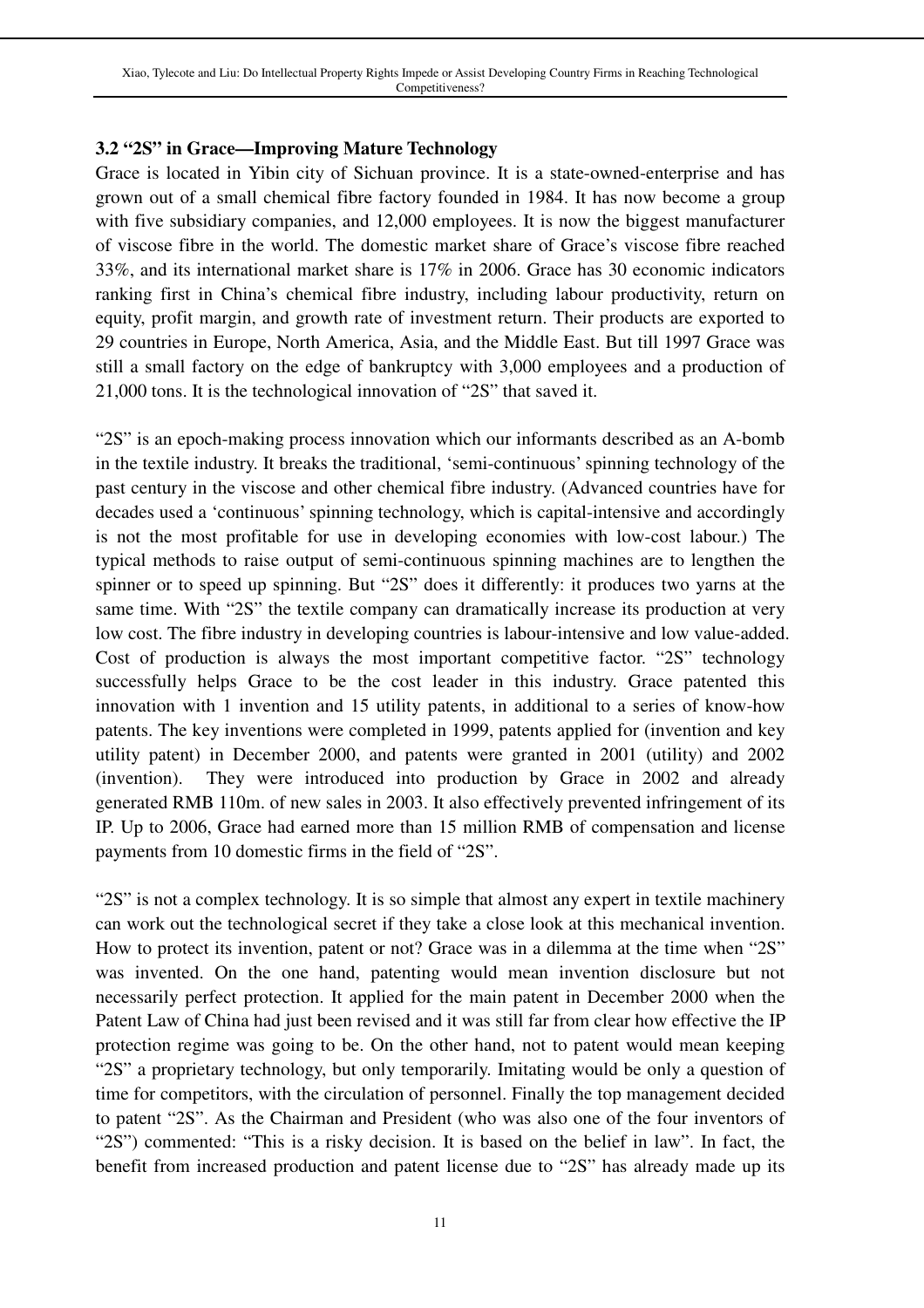### 3.2 "2S" in Grace—Improving Mature Technology

Grace is located in Yibin city of Sichuan province. It is a state-owned-enterprise and has grown out of a small chemical fibre factory founded in 1984. It has now become a group with five subsidiary companies, and 12,000 employees. It is now the biggest manufacturer of viscose fibre in the world. The domestic market share of Grace's viscose fibre reached 33%, and its international market share is 17% in 2006. Grace has 30 economic indicators ranking first in China's chemical fibre industry, including labour productivity, return on equity, profit margin, and growth rate of investment return. Their products are exported to 29 countries in Europe, North America, Asia, and the Middle East. But till 1997 Grace was still a small factory on the edge of bankruptcy with 3,000 employees and a production of 21,000 tons. It is the technological innovation of "2S" that saved it.

"2S" is an epoch-making process innovation which our informants described as an A-bomb in the textile industry. It breaks the traditional, 'semi-continuous' spinning technology of the past century in the viscose and other chemical fibre industry. (Advanced countries have for decades used a 'continuous' spinning technology, which is capital-intensive and accordingly is not the most profitable for use in developing economies with low-cost labour.) The typical methods to raise output of semi-continuous spinning machines are to lengthen the spinner or to speed up spinning. But "2S" does it differently: it produces two yarns at the same time. With "2S" the textile company can dramatically increase its production at very low cost. The fibre industry in developing countries is labour-intensive and low value-added. Cost of production is always the most important competitive factor. "2S" technology successfully helps Grace to be the cost leader in this industry. Grace patented this innovation with 1 invention and 15 utility patents, in additional to a series of know-how patents. The key inventions were completed in 1999, patents applied for (invention and key utility patent) in December 2000, and patents were granted in 2001 (utility) and 2002 (invention). They were introduced into production by Grace in 2002 and already generated RMB 110m. of new sales in 2003. It also effectively prevented infringement of its IP. Up to 2006, Grace had earned more than 15 million RMB of compensation and license payments from 10 domestic firms in the field of "2S".

"2S" is not a complex technology. It is so simple that almost any expert in textile machinery can work out the technological secret if they take a close look at this mechanical invention. How to protect its invention, patent or not? Grace was in a dilemma at the time when "2S" was invented. On the one hand, patenting would mean invention disclosure but not necessarily perfect protection. It applied for the main patent in December 2000 when the Patent Law of China had just been revised and it was still far from clear how effective the IP protection regime was going to be. On the other hand, not to patent would mean keeping "2S" a proprietary technology, but only temporarily. Imitating would be only a question of time for competitors, with the circulation of personnel. Finally the top management decided to patent "2S". As the Chairman and President (who was also one of the four inventors of "2S") commented: "This is a risky decision. It is based on the belief in law". In fact, the benefit from increased production and patent license due to "2S" has already made up its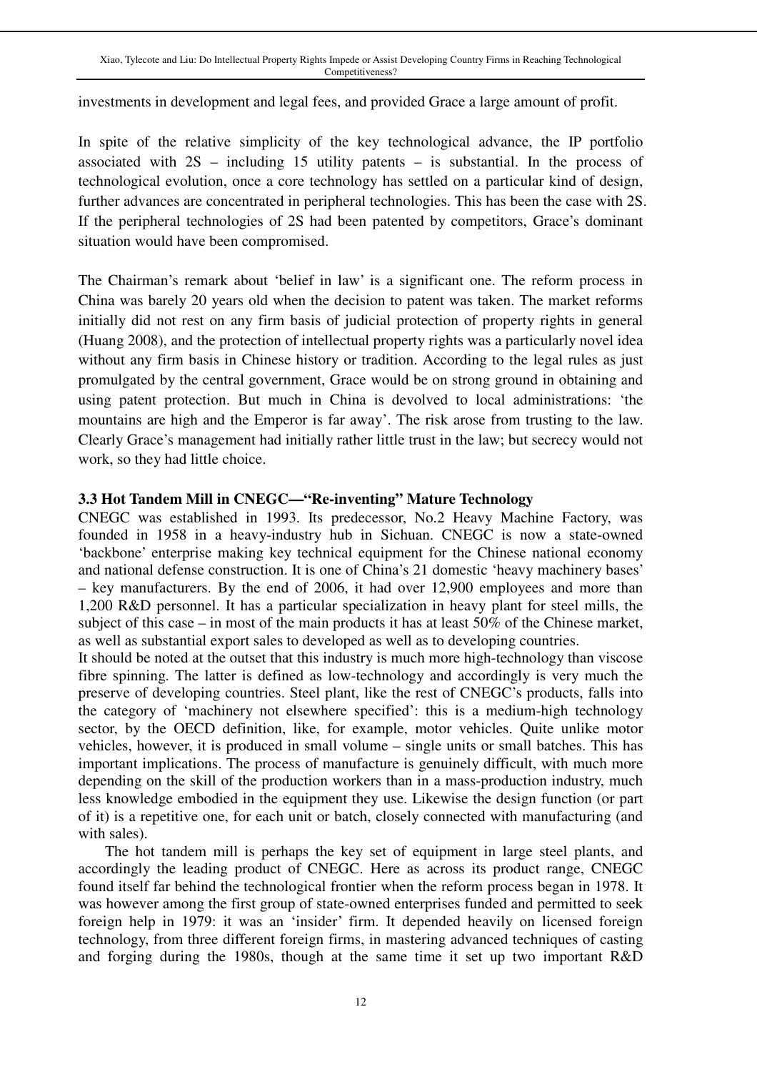investments in development and legal fees, and provided Grace a large amount of profit.

In spite of the relative simplicity of the key technological advance, the IP portfolio associated with 2S – including 15 utility patents – is substantial. In the process of technological evolution, once a core technology has settled on a particular kind of design, further advances are concentrated in peripheral technologies. This has been the case with 2S. If the peripheral technologies of 2S had been patented by competitors, Grace's dominant situation would have been compromised.

The Chairman's remark about 'belief in law' is a significant one. The reform process in China was barely 20 years old when the decision to patent was taken. The market reforms initially did not rest on any firm basis of judicial protection of property rights in general (Huang 2008), and the protection of intellectual property rights was a particularly novel idea without any firm basis in Chinese history or tradition. According to the legal rules as just promulgated by the central government, Grace would be on strong ground in obtaining and using patent protection. But much in China is devolved to local administrations: 'the mountains are high and the Emperor is far away'. The risk arose from trusting to the law. Clearly Grace's management had initially rather little trust in the law; but secrecy would not work, so they had little choice.

### 3.3 Hot Tandem Mill in CNEGC—"Re-inventing" Mature Technology

CNEGC was established in 1993. Its predecessor, No.2 Heavy Machine Factory, was founded in 1958 in a heavy-industry hub in Sichuan. CNEGC is now a state-owned 'backbone' enterprise making key technical equipment for the Chinese national economy and national defense construction. It is one of China's 21 domestic 'heavy machinery bases' – key manufacturers. By the end of 2006, it had over 12,900 employees and more than 1,200 R&D personnel. It has a particular specialization in heavy plant for steel mills, the subject of this case – in most of the main products it has at least 50% of the Chinese market, as well as substantial export sales to developed as well as to developing countries.

It should be noted at the outset that this industry is much more high-technology than viscose fibre spinning. The latter is defined as low-technology and accordingly is very much the preserve of developing countries. Steel plant, like the rest of CNEGC's products, falls into the category of 'machinery not elsewhere specified': this is a medium-high technology sector, by the OECD definition, like, for example, motor vehicles. Quite unlike motor vehicles, however, it is produced in small volume – single units or small batches. This has important implications. The process of manufacture is genuinely difficult, with much more depending on the skill of the production workers than in a mass-production industry, much less knowledge embodied in the equipment they use. Likewise the design function (or part of it) is a repetitive one, for each unit or batch, closely connected with manufacturing (and with sales).

The hot tandem mill is perhaps the key set of equipment in large steel plants, and accordingly the leading product of CNEGC. Here as across its product range, CNEGC found itself far behind the technological frontier when the reform process began in 1978. It was however among the first group of state-owned enterprises funded and permitted to seek foreign help in 1979: it was an 'insider' firm. It depended heavily on licensed foreign technology, from three different foreign firms, in mastering advanced techniques of casting and forging during the 1980s, though at the same time it set up two important R&D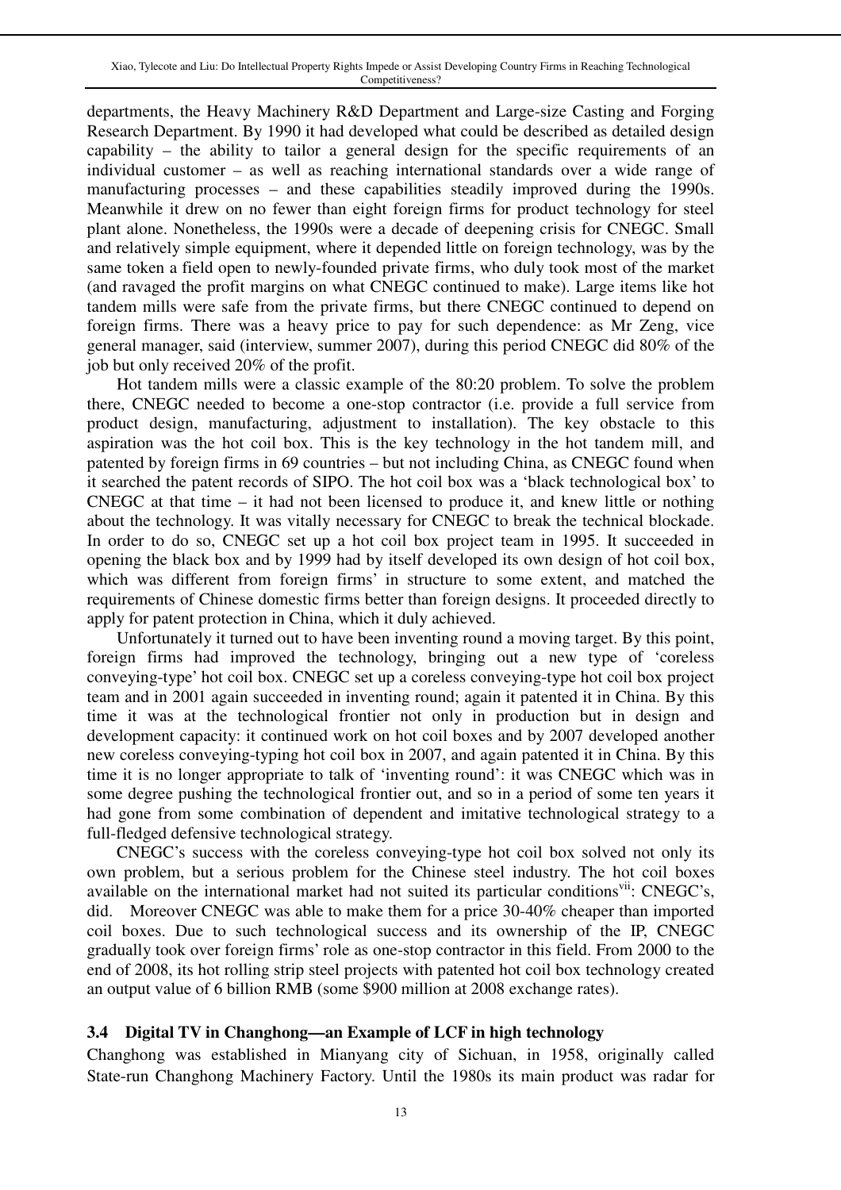departments, the Heavy Machinery R&D Department and Large-size Casting and Forging Research Department. By 1990 it had developed what could be described as detailed design capability – the ability to tailor a general design for the specific requirements of an individual customer – as well as reaching international standards over a wide range of manufacturing processes – and these capabilities steadily improved during the 1990s. Meanwhile it drew on no fewer than eight foreign firms for product technology for steel plant alone. Nonetheless, the 1990s were a decade of deepening crisis for CNEGC. Small and relatively simple equipment, where it depended little on foreign technology, was by the same token a field open to newly-founded private firms, who duly took most of the market (and ravaged the profit margins on what CNEGC continued to make). Large items like hot tandem mills were safe from the private firms, but there CNEGC continued to depend on foreign firms. There was a heavy price to pay for such dependence: as Mr Zeng, vice general manager, said (interview, summer 2007), during this period CNEGC did 80% of the job but only received 20% of the profit.

Hot tandem mills were a classic example of the 80:20 problem. To solve the problem there, CNEGC needed to become a one-stop contractor (i.e. provide a full service from product design, manufacturing, adjustment to installation). The key obstacle to this aspiration was the hot coil box. This is the key technology in the hot tandem mill, and patented by foreign firms in 69 countries – but not including China, as CNEGC found when it searched the patent records of SIPO. The hot coil box was a 'black technological box' to CNEGC at that time – it had not been licensed to produce it, and knew little or nothing about the technology. It was vitally necessary for CNEGC to break the technical blockade. In order to do so, CNEGC set up a hot coil box project team in 1995. It succeeded in opening the black box and by 1999 had by itself developed its own design of hot coil box, which was different from foreign firms' in structure to some extent, and matched the requirements of Chinese domestic firms better than foreign designs. It proceeded directly to apply for patent protection in China, which it duly achieved.

Unfortunately it turned out to have been inventing round a moving target. By this point, foreign firms had improved the technology, bringing out a new type of 'coreless conveying-type' hot coil box. CNEGC set up a coreless conveying-type hot coil box project team and in 2001 again succeeded in inventing round; again it patented it in China. By this time it was at the technological frontier not only in production but in design and development capacity: it continued work on hot coil boxes and by 2007 developed another new coreless conveying-typing hot coil box in 2007, and again patented it in China. By this time it is no longer appropriate to talk of 'inventing round': it was CNEGC which was in some degree pushing the technological frontier out, and so in a period of some ten years it had gone from some combination of dependent and imitative technological strategy to a full-fledged defensive technological strategy.

CNEGC's success with the coreless conveying-type hot coil box solved not only its own problem, but a serious problem for the Chinese steel industry. The hot coil boxes available on the international market had not suited its particular conditions[vii]: CNEGC's, did. Moreover CNEGC was able to make them for a price 30-40% cheaper than imported coil boxes. Due to such technological success and its ownership of the IP, CNEGC gradually took over foreign firms' role as one-stop contractor in this field. From 2000 to the end of 2008, its hot rolling strip steel projects with patented hot coil box technology created an output value of 6 billion RMB (some $900 million at 2008 exchange rates).

### 3.4 Digital TV in Changhong—an Example of LCF in high technology

Changhong was established in Mianyang city of Sichuan, in 1958, originally called State-run Changhong Machinery Factory. Until the 1980s its main product was radar for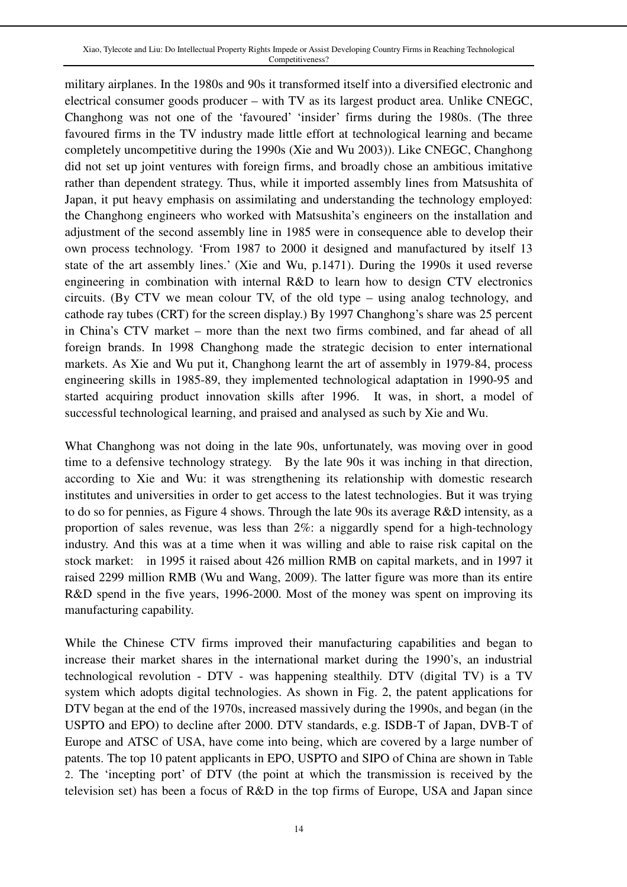military airplanes. In the 1980s and 90s it transformed itself into a diversified electronic and electrical consumer goods producer – with TV as its largest product area. Unlike CNEGC, Changhong was not one of the 'favoured' 'insider' firms during the 1980s. (The three favoured firms in the TV industry made little effort at technological learning and became completely uncompetitive during the 1990s (Xie and Wu 2003)). Like CNEGC, Changhong did not set up joint ventures with foreign firms, and broadly chose an ambitious imitative rather than dependent strategy. Thus, while it imported assembly lines from Matsushita of Japan, it put heavy emphasis on assimilating and understanding the technology employed: the Changhong engineers who worked with Matsushita's engineers on the installation and adjustment of the second assembly line in 1985 were in consequence able to develop their own process technology. 'From 1987 to 2000 it designed and manufactured by itself 13 state of the art assembly lines.' (Xie and Wu, p.1471). During the 1990s it used reverse engineering in combination with internal R&D to learn how to design CTV electronics circuits. (By CTV we mean colour TV, of the old type – using analog technology, and cathode ray tubes (CRT) for the screen display.) By 1997 Changhong's share was 25 percent in China's CTV market – more than the next two firms combined, and far ahead of all foreign brands. In 1998 Changhong made the strategic decision to enter international markets. As Xie and Wu put it, Changhong learnt the art of assembly in 1979-84, process engineering skills in 1985-89, they implemented technological adaptation in 1990-95 and started acquiring product innovation skills after 1996. It was, in short, a model of successful technological learning, and praised and analysed as such by Xie and Wu.

What Changhong was not doing in the late 90s, unfortunately, was moving over in good time to a defensive technology strategy. By the late 90s it was inching in that direction, according to Xie and Wu: it was strengthening its relationship with domestic research institutes and universities in order to get access to the latest technologies. But it was trying to do so for pennies, as Figure 4 shows. Through the late 90s its average R&D intensity, as a proportion of sales revenue, was less than 2%: a niggardly spend for a high-technology industry. And this was at a time when it was willing and able to raise risk capital on the stock market: in 1995 it raised about 426 million RMB on capital markets, and in 1997 it raised 2299 million RMB (Wu and Wang, 2009). The latter figure was more than its entire R&D spend in the five years, 1996-2000. Most of the money was spent on improving its manufacturing capability.

While the Chinese CTV firms improved their manufacturing capabilities and began to increase their market shares in the international market during the 1990's, an industrial technological revolution - DTV - was happening stealthily. DTV (digital TV) is a TV system which adopts digital technologies. As shown in Fig. 2, the patent applications for DTV began at the end of the 1970s, increased massively during the 1990s, and began (in the USPTO and EPO) to decline after 2000. DTV standards, e.g. ISDB-T of Japan, DVB-T of Europe and ATSC of USA, have come into being, which are covered by a large number of patents. The top 10 patent applicants in EPO, USPTO and SIPO of China are shown in Table 2. The 'incepting port' of DTV (the point at which the transmission is received by the television set) has been a focus of R&D in the top firms of Europe, USA and Japan since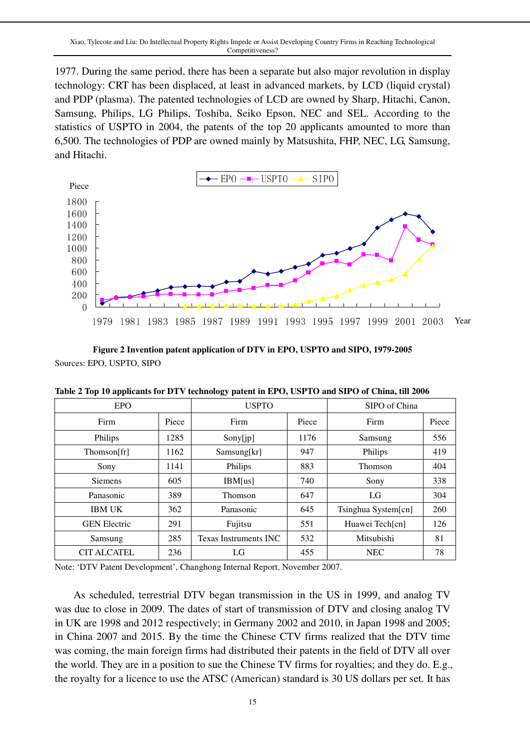1977. During the same period, there has been a separate but also major revolution in display technology: CRT has been displaced, at least in advanced markets, by LCD (liquid crystal) and PDP (plasma). The patented technologies of LCD are owned by Sharp, Hitachi, Canon, Samsung, Philips, LG Philips, Toshiba, Seiko Epson, NEC and SEL. According to the statistics of USPTO in 2004, the patents of the top 20 applicants amounted to more than 6,500. The technologies of PDP are owned mainly by Matsushita, FHP, NEC, LG, Samsung, and Hitachi.

**Figure 2 Invention patent application of DTV in EPO, USPTO and SIPO, 1979-2005**

Sources: EPO, USPTO, SIPO

**Table 2 Top 10 applicants for DTV technology patent in EPO, USPTO and SIPO of China, till 2006**

| EPO | | USPTO | | SIPO of China | |
|---|---|---|---|---|---|
| Firm | Piece | Firm | Piece | Firm | Piece |
| Philips | 1285 | Sony[jp] | 1176 | Samsung | 556 |
| Thomson[fr] | 1162 | Samsung[kr] | 947 | Philips | 419 |
| Sony | 1141 | Philips | 883 | Thomson | 404 |
| Siemens | 605 | IBM[us] | 740 | Sony | 338 |
| Panasonic | 389 | Thomson | 647 | LG | 304 |
| IBM UK | 362 | Panasonic | 645 | Tsinghua System[cn] | 260 |
| GEN Electric | 291 | Fujitsu | 551 | Huawei Tech[cn] | 126 |
| Samsung | 285 | Texas Instruments INC | 532 | Mitsubishi | 81 |
| CIT ALCATEL | 236 | LG | 455 | NEC | 78 |

Note: 'DTV Patent Development', Changhong Internal Report, November 2007.

As scheduled, terrestrial DTV began transmission in the US in 1999, and analog TV was due to close in 2009. The dates of start of transmission of DTV and closing analog TV in UK are 1998 and 2012 respectively; in Germany 2002 and 2010, in Japan 1998 and 2005; in China 2007 and 2015. By the time the Chinese CTV firms realized that the DTV time was coming, the main foreign firms had distributed their patents in the field of DTV all over the world. They are in a position to sue the Chinese TV firms for royalties; and they do. E.g., the royalty for a licence to use the ATSC (American) standard is 30 US dollars per set. It has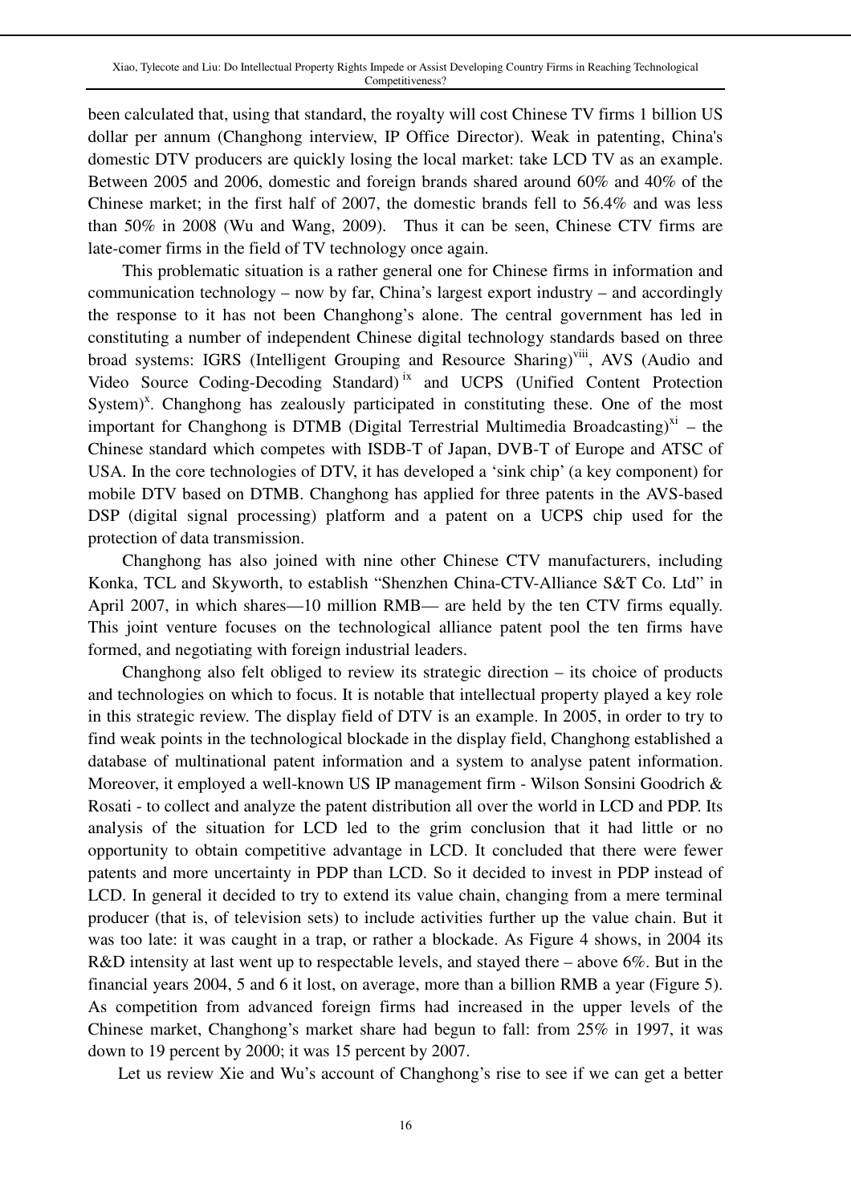been calculated that, using that standard, the royalty will cost Chinese TV firms 1 billion US dollar per annum (Changhong interview, IP Office Director). Weak in patenting, China's domestic DTV producers are quickly losing the local market: take LCD TV as an example. Between 2005 and 2006, domestic and foreign brands shared around 60% and 40% of the Chinese market; in the first half of 2007, the domestic brands fell to 56.4% and was less than 50% in 2008 (Wu and Wang, 2009). Thus it can be seen, Chinese CTV firms are late-comer firms in the field of TV technology once again.

This problematic situation is a rather general one for Chinese firms in information and communication technology – now by far, China's largest export industry – and accordingly the response to it has not been Changhong's alone. The central government has led in constituting a number of independent Chinese digital technology standards based on three broad systems: IGRS (Intelligent Grouping and Resource Sharing)[viii], AVS (Audio and Video Source Coding-Decoding Standard)[ix] and UCPS (Unified Content Protection System)[x]. Changhong has zealously participated in constituting these. One of the most important for Changhong is DTMB (Digital Terrestrial Multimedia Broadcasting)[xi] – the Chinese standard which competes with ISDB-T of Japan, DVB-T of Europe and ATSC of USA. In the core technologies of DTV, it has developed a 'sink chip' (a key component) for mobile DTV based on DTMB. Changhong has applied for three patents in the AVS-based DSP (digital signal processing) platform and a patent on a UCPS chip used for the protection of data transmission.

Changhong has also joined with nine other Chinese CTV manufacturers, including Konka, TCL and Skyworth, to establish "Shenzhen China-CTV-Alliance S&T Co. Ltd" in April 2007, in which shares—10 million RMB— are held by the ten CTV firms equally. This joint venture focuses on the technological alliance patent pool the ten firms have formed, and negotiating with foreign industrial leaders.

Changhong also felt obliged to review its strategic direction – its choice of products and technologies on which to focus. It is notable that intellectual property played a key role in this strategic review. The display field of DTV is an example. In 2005, in order to try to find weak points in the technological blockade in the display field, Changhong established a database of multinational patent information and a system to analyse patent information. Moreover, it employed a well-known US IP management firm - Wilson Sonsini Goodrich & Rosati - to collect and analyze the patent distribution all over the world in LCD and PDP. Its analysis of the situation for LCD led to the grim conclusion that it had little or no opportunity to obtain competitive advantage in LCD. It concluded that there were fewer patents and more uncertainty in PDP than LCD. So it decided to invest in PDP instead of LCD. In general it decided to try to extend its value chain, changing from a mere terminal producer (that is, of television sets) to include activities further up the value chain. But it was too late: it was caught in a trap, or rather a blockade. As Figure 4 shows, in 2004 its R&D intensity at last went up to respectable levels, and stayed there – above 6%. But in the financial years 2004, 5 and 6 it lost, on average, more than a billion RMB a year (Figure 5). As competition from advanced foreign firms had increased in the upper levels of the Chinese market, Changhong's market share had begun to fall: from 25% in 1997, it was down to 19 percent by 2000; it was 15 percent by 2007.

Let us review Xie and Wu's account of Changhong's rise to see if we can get a better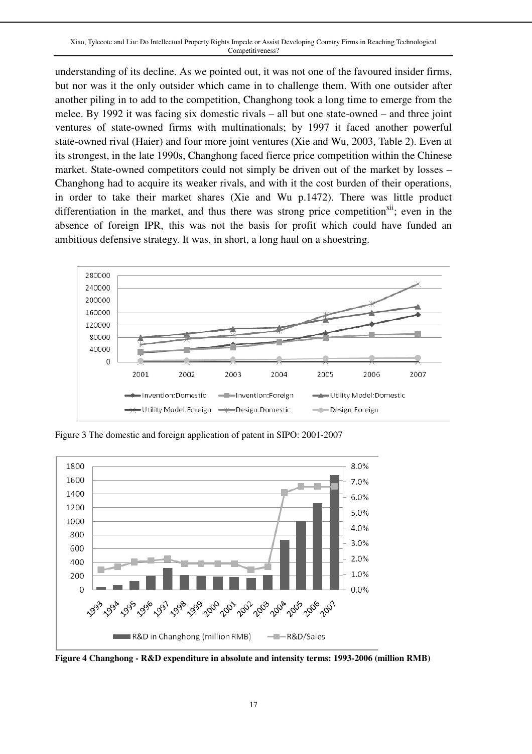understanding of its decline. As we pointed out, it was not one of the favoured insider firms, but nor was it the only outsider which came in to challenge them. With one outsider after another piling in to add to the competition, Changhong took a long time to emerge from the melee. By 1992 it was facing six domestic rivals – all but one state-owned – and three joint ventures of state-owned firms with multinationals; by 1997 it faced another powerful state-owned rival (Haier) and four more joint ventures (Xie and Wu, 2003, Table 2). Even at its strongest, in the late 1990s, Changhong faced fierce price competition within the Chinese market. State-owned competitors could not simply be driven out of the market by losses – Changhong had to acquire its weaker rivals, and with it the cost burden of their operations, in order to take their market shares (Xie and Wu p.1472). There was little product differentiation in the market, and thus there was strong price competition[xii]; even in the absence of foreign IPR, this was not the basis for profit which could have funded an ambitious defensive strategy. It was, in short, a long haul on a shoestring.

Figure 3 The domestic and foreign application of patent in SIPO: 2001-2007

**Figure 4 Changhong - R&D expenditure in absolute and intensity terms: 1993-2006 (million RMB)**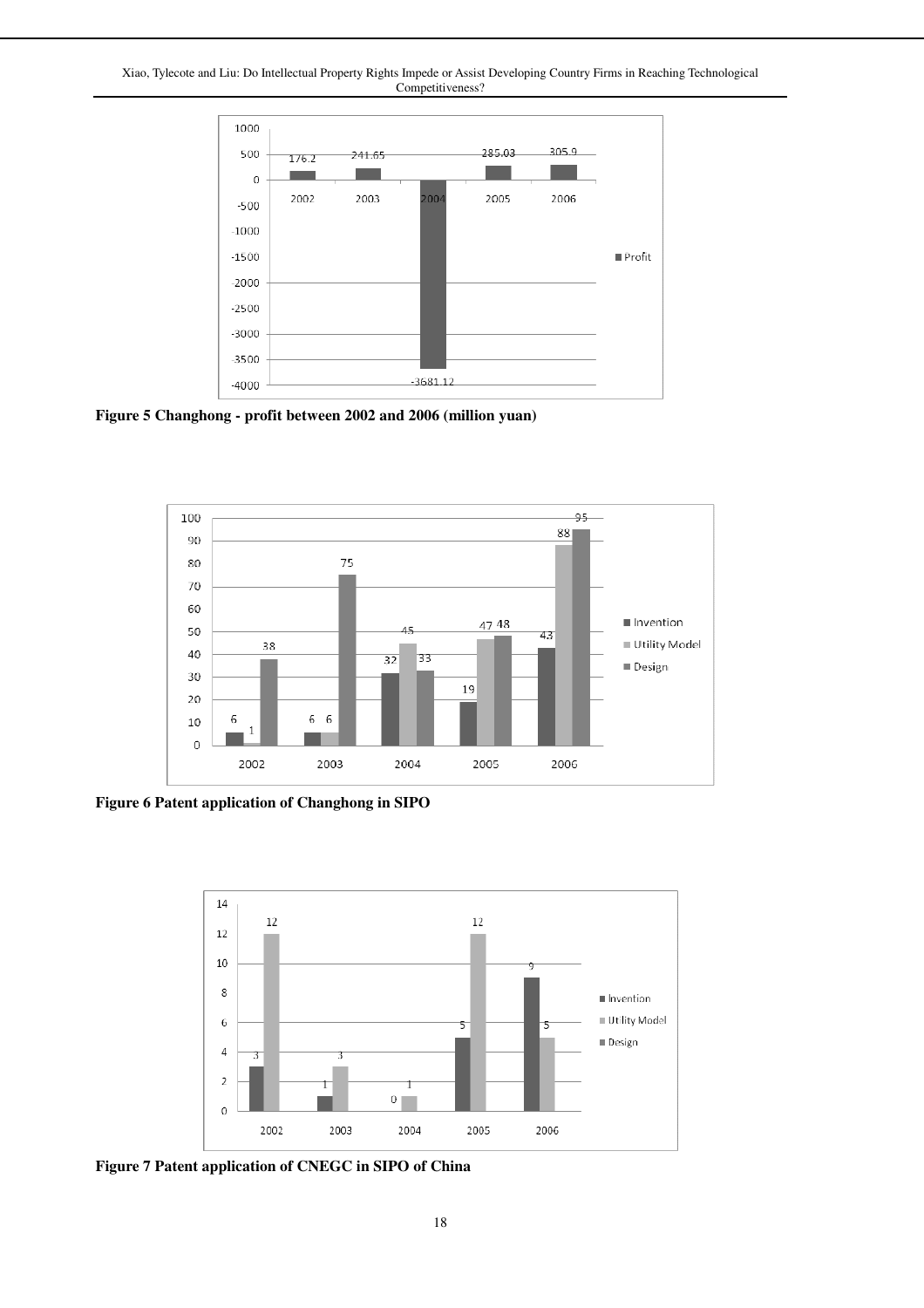Figure 5 Changhong - profit between 2002 and 2006 (million yuan)

Figure 6 Patent application of Changhong in SIPO

Figure 7 Patent application of CNEGC in SIPO of China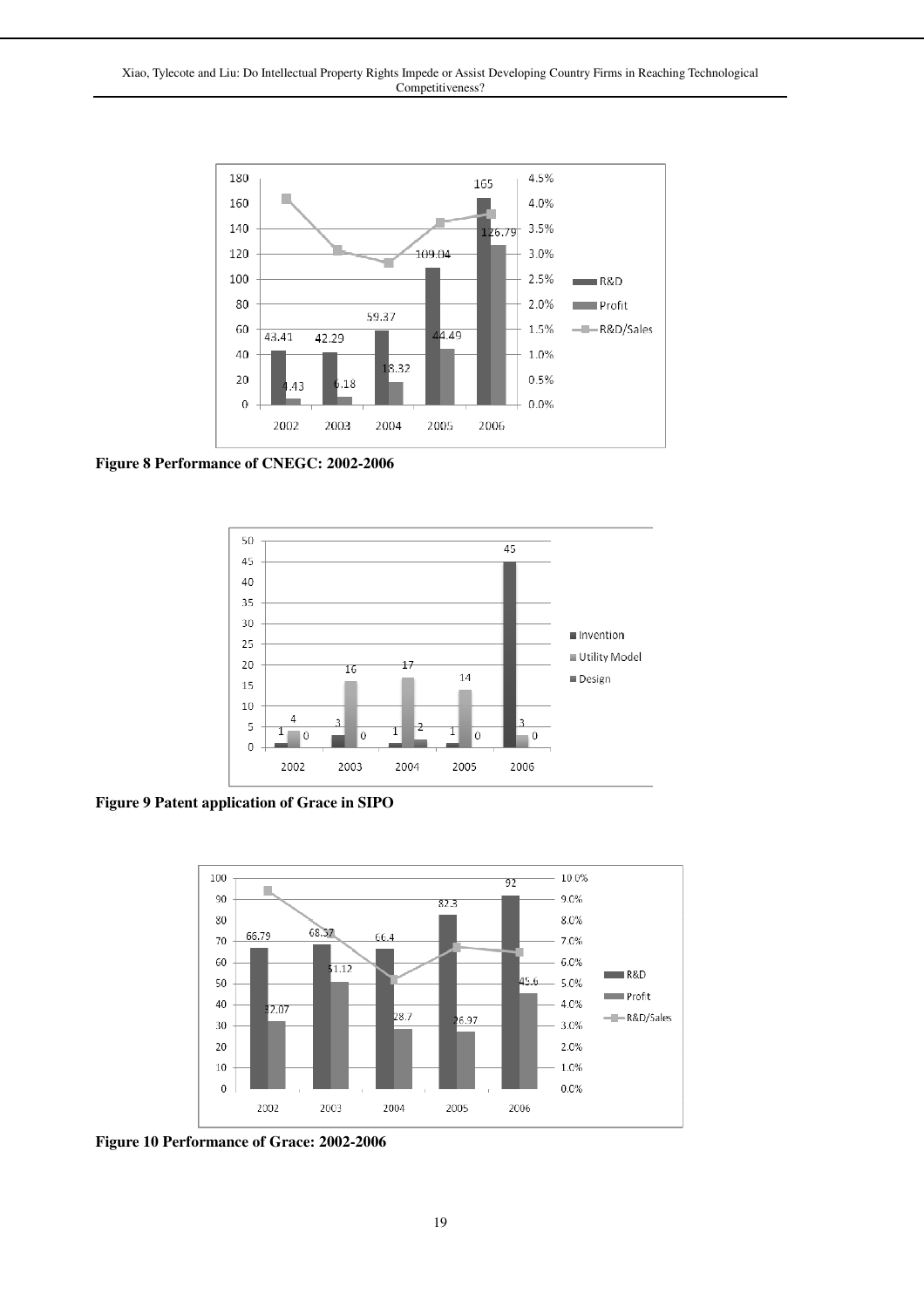**Figure 8 Performance of CNEGC: 2002-2006**

**Figure 9 Patent application of Grace in SIPO**

**Figure 10 Performance of Grace: 2002-2006**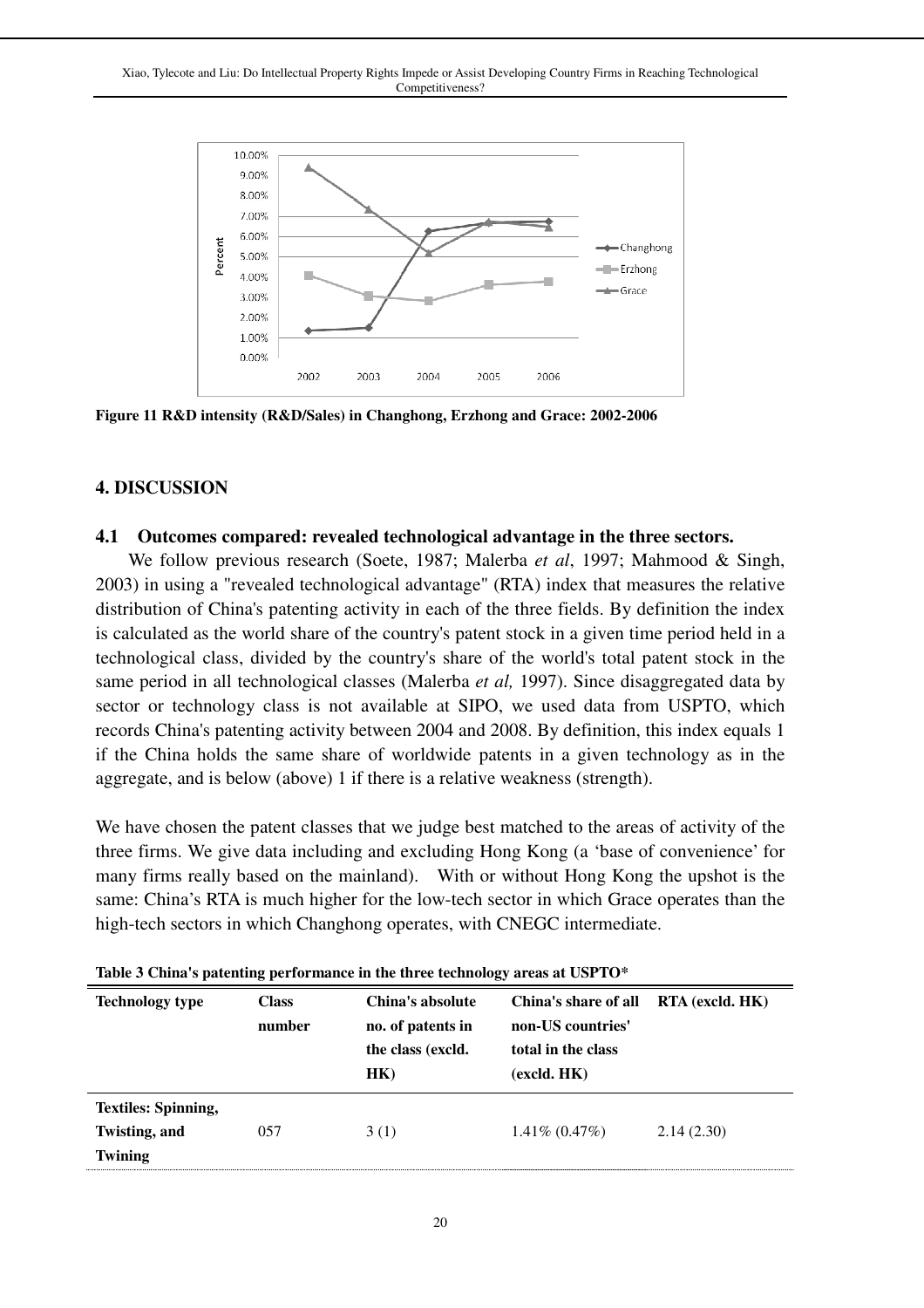Figure 11 R&D intensity (R&D/Sales) in Changhong, Erzhong and Grace: 2002-2006

## 4. DISCUSSION

### 4.1 Outcomes compared: revealed technological advantage in the three sectors.

We follow previous research (Soete, 1987; Malerba *et al*, 1997; Mahmood & Singh, 2003) in using a "revealed technological advantage" (RTA) index that measures the relative distribution of China's patenting activity in each of the three fields. By definition the index is calculated as the world share of the country's patent stock in a given time period held in a technological class, divided by the country's share of the world's total patent stock in the same period in all technological classes (Malerba *et al,* 1997). Since disaggregated data by sector or technology class is not available at SIPO, we used data from USPTO, which records China's patenting activity between 2004 and 2008. By definition, this index equals 1 if the China holds the same share of worldwide patents in a given technology as in the aggregate, and is below (above) 1 if there is a relative weakness (strength).

We have chosen the patent classes that we judge best matched to the areas of activity of the three firms. We give data including and excluding Hong Kong (a 'base of convenience' for many firms really based on the mainland). With or without Hong Kong the upshot is the same: China's RTA is much higher for the low-tech sector in which Grace operates than the high-tech sectors in which Changhong operates, with CNEGC intermediate.

**Table 3 China's patenting performance in the three technology areas at USPTO***

| Technology type | Class number | China's absolute no. of patents in the class (excld. HK) | China's share of all non-US countries' total in the class (excld. HK) | RTA (excld. HK) |
|---|---|---|---|---|
| **Textiles: Spinning, Twisting, and Twining** | 057 | 3 (1) | 1.41% (0.47%) | 2.14 (2.30) |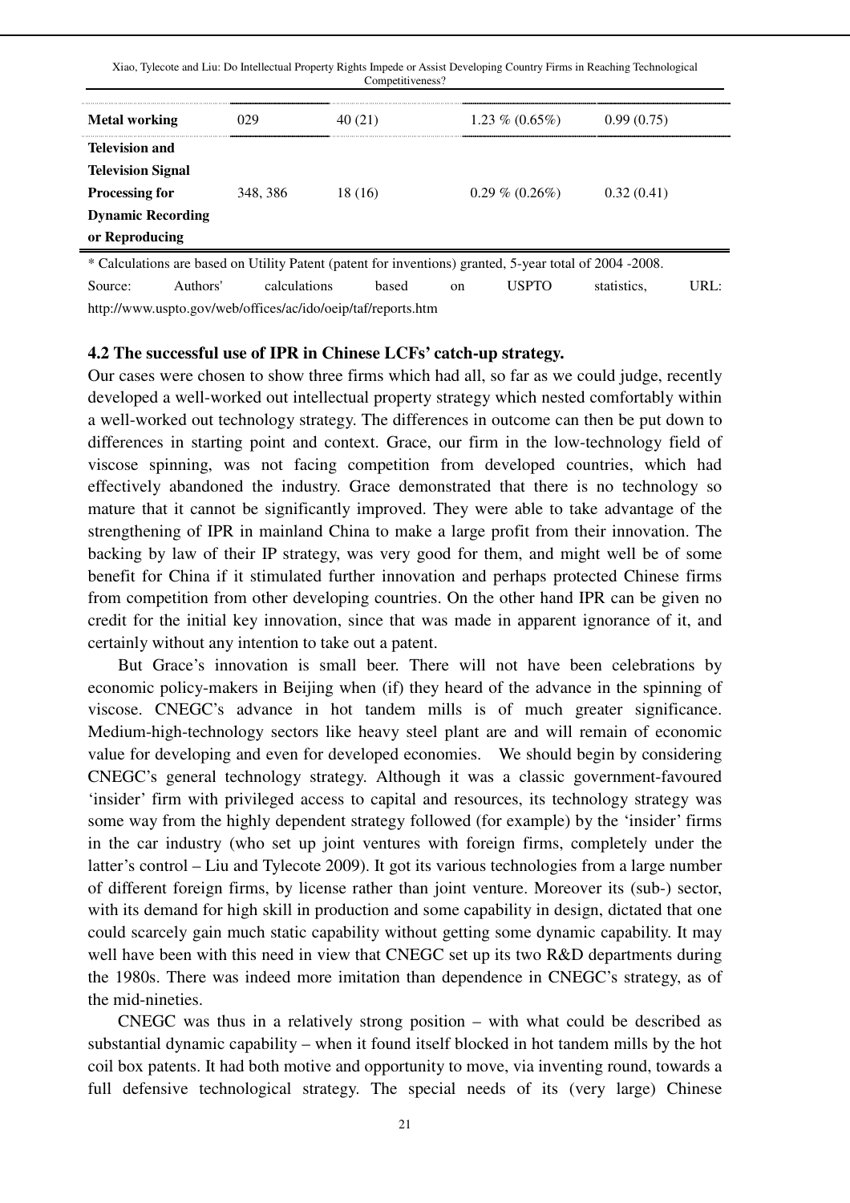| | | | | |
|---|---|---|---|---|
| **Metal working** | 029 | 40 (21) | 1.23 % (0.65%) | 0.99 (0.75) |
| **Television and Television Signal Processing for Dynamic Recording or Reproducing** | 348, 386 | 18 (16) | 0.29 % (0.26%) | 0.32 (0.41) |

* Calculations are based on Utility Patent (patent for inventions) granted, 5-year total of 2004 -2008.

Source: Authors' calculations based on USPTO statistics, URL: http://www.uspto.gov/web/offices/ac/ido/oeip/taf/reports.htm

### 4.2 The successful use of IPR in Chinese LCFs' catch-up strategy.

Our cases were chosen to show three firms which had all, so far as we could judge, recently developed a well-worked out intellectual property strategy which nested comfortably within a well-worked out technology strategy. The differences in outcome can then be put down to differences in starting point and context. Grace, our firm in the low-technology field of viscose spinning, was not facing competition from developed countries, which had effectively abandoned the industry. Grace demonstrated that there is no technology so mature that it cannot be significantly improved. They were able to take advantage of the strengthening of IPR in mainland China to make a large profit from their innovation. The backing by law of their IP strategy, was very good for them, and might well be of some benefit for China if it stimulated further innovation and perhaps protected Chinese firms from competition from other developing countries. On the other hand IPR can be given no credit for the initial key innovation, since that was made in apparent ignorance of it, and certainly without any intention to take out a patent.

But Grace's innovation is small beer. There will not have been celebrations by economic policy-makers in Beijing when (if) they heard of the advance in the spinning of viscose. CNEGC's advance in hot tandem mills is of much greater significance. Medium-high-technology sectors like heavy steel plant are and will remain of economic value for developing and even for developed economies. We should begin by considering CNEGC's general technology strategy. Although it was a classic government-favoured 'insider' firm with privileged access to capital and resources, its technology strategy was some way from the highly dependent strategy followed (for example) by the 'insider' firms in the car industry (who set up joint ventures with foreign firms, completely under the latter's control – Liu and Tylecote 2009). It got its various technologies from a large number of different foreign firms, by license rather than joint venture. Moreover its (sub-) sector, with its demand for high skill in production and some capability in design, dictated that one could scarcely gain much static capability without getting some dynamic capability. It may well have been with this need in view that CNEGC set up its two R&D departments during the 1980s. There was indeed more imitation than dependence in CNEGC's strategy, as of the mid-nineties.

CNEGC was thus in a relatively strong position – with what could be described as substantial dynamic capability – when it found itself blocked in hot tandem mills by the hot coil box patents. It had both motive and opportunity to move, via inventing round, towards a full defensive technological strategy. The special needs of its (very large) Chinese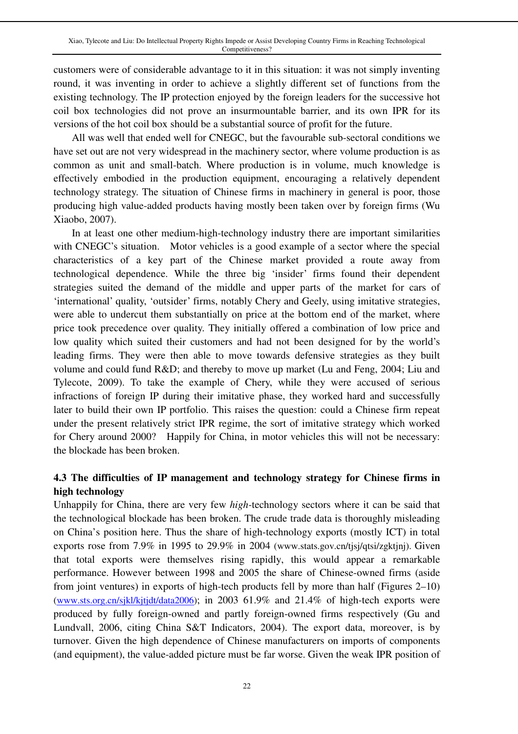customers were of considerable advantage to it in this situation: it was not simply inventing round, it was inventing in order to achieve a slightly different set of functions from the existing technology. The IP protection enjoyed by the foreign leaders for the successive hot coil box technologies did not prove an insurmountable barrier, and its own IPR for its versions of the hot coil box should be a substantial source of profit for the future.

All was well that ended well for CNEGC, but the favourable sub-sectoral conditions we have set out are not very widespread in the machinery sector, where volume production is as common as unit and small-batch. Where production is in volume, much knowledge is effectively embodied in the production equipment, encouraging a relatively dependent technology strategy. The situation of Chinese firms in machinery in general is poor, those producing high value-added products having mostly been taken over by foreign firms (Wu Xiaobo, 2007).

In at least one other medium-high-technology industry there are important similarities with CNEGC's situation. Motor vehicles is a good example of a sector where the special characteristics of a key part of the Chinese market provided a route away from technological dependence. While the three big 'insider' firms found their dependent strategies suited the demand of the middle and upper parts of the market for cars of 'international' quality, 'outsider' firms, notably Chery and Geely, using imitative strategies, were able to undercut them substantially on price at the bottom end of the market, where price took precedence over quality. They initially offered a combination of low price and low quality which suited their customers and had not been designed for by the world's leading firms. They were then able to move towards defensive strategies as they built volume and could fund R&D; and thereby to move up market (Lu and Feng, 2004; Liu and Tylecote, 2009). To take the example of Chery, while they were accused of serious infractions of foreign IP during their imitative phase, they worked hard and successfully later to build their own IP portfolio. This raises the question: could a Chinese firm repeat under the present relatively strict IPR regime, the sort of imitative strategy which worked for Chery around 2000? Happily for China, in motor vehicles this will not be necessary: the blockade has been broken.

### 4.3 The difficulties of IP management and technology strategy for Chinese firms in high technology

Unhappily for China, there are very few *high*-technology sectors where it can be said that the technological blockade has been broken. The crude trade data is thoroughly misleading on China's position here. Thus the share of high-technology exports (mostly ICT) in total exports rose from 7.9% in 1995 to 29.9% in 2004 (www.stats.gov.cn/tjsj/qtsj/zgktjnj). Given that total exports were themselves rising rapidly, this would appear a remarkable performance. However between 1998 and 2005 the share of Chinese-owned firms (aside from joint ventures) in exports of high-tech products fell by more than half (Figures 2–10) (www.sts.org.cn/sjkl/kjtjdt/data2006); in 2003 61.9% and 21.4% of high-tech exports were produced by fully foreign-owned and partly foreign-owned firms respectively (Gu and Lundvall, 2006, citing China S&T Indicators, 2004). The export data, moreover, is by turnover. Given the high dependence of Chinese manufacturers on imports of components (and equipment), the value-added picture must be far worse. Given the weak IPR position of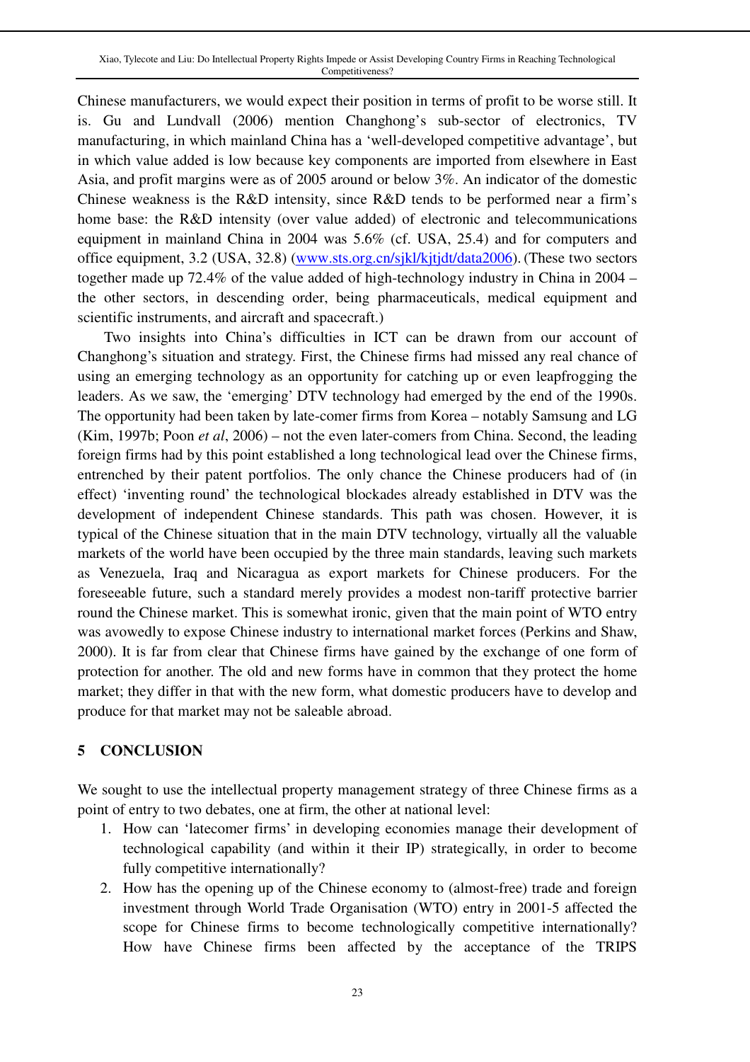Chinese manufacturers, we would expect their position in terms of profit to be worse still. It is. Gu and Lundvall (2006) mention Changhong's sub-sector of electronics, TV manufacturing, in which mainland China has a 'well-developed competitive advantage', but in which value added is low because key components are imported from elsewhere in East Asia, and profit margins were as of 2005 around or below 3%. An indicator of the domestic Chinese weakness is the R&D intensity, since R&D tends to be performed near a firm's home base: the R&D intensity (over value added) of electronic and telecommunications equipment in mainland China in 2004 was 5.6% (cf. USA, 25.4) and for computers and office equipment, 3.2 (USA, 32.8) (www.sts.org.cn/sjkl/kjtjdt/data2006). (These two sectors together made up 72.4% of the value added of high-technology industry in China in 2004 – the other sectors, in descending order, being pharmaceuticals, medical equipment and scientific instruments, and aircraft and spacecraft.)

Two insights into China's difficulties in ICT can be drawn from our account of Changhong's situation and strategy. First, the Chinese firms had missed any real chance of using an emerging technology as an opportunity for catching up or even leapfrogging the leaders. As we saw, the 'emerging' DTV technology had emerged by the end of the 1990s. The opportunity had been taken by late-comer firms from Korea – notably Samsung and LG (Kim, 1997b; Poon *et al*, 2006) – not the even later-comers from China. Second, the leading foreign firms had by this point established a long technological lead over the Chinese firms, entrenched by their patent portfolios. The only chance the Chinese producers had of (in effect) 'inventing round' the technological blockades already established in DTV was the development of independent Chinese standards. This path was chosen. However, it is typical of the Chinese situation that in the main DTV technology, virtually all the valuable markets of the world have been occupied by the three main standards, leaving such markets as Venezuela, Iraq and Nicaragua as export markets for Chinese producers. For the foreseeable future, such a standard merely provides a modest non-tariff protective barrier round the Chinese market. This is somewhat ironic, given that the main point of WTO entry was avowedly to expose Chinese industry to international market forces (Perkins and Shaw, 2000). It is far from clear that Chinese firms have gained by the exchange of one form of protection for another. The old and new forms have in common that they protect the home market; they differ in that with the new form, what domestic producers have to develop and produce for that market may not be saleable abroad.

## 5 CONCLUSION

We sought to use the intellectual property management strategy of three Chinese firms as a point of entry to two debates, one at firm, the other at national level:

1. How can 'latecomer firms' in developing economies manage their development of technological capability (and within it their IP) strategically, in order to become fully competitive internationally?
2. How has the opening up of the Chinese economy to (almost-free) trade and foreign investment through World Trade Organisation (WTO) entry in 2001-5 affected the scope for Chinese firms to become technologically competitive internationally? How have Chinese firms been affected by the acceptance of the TRIPS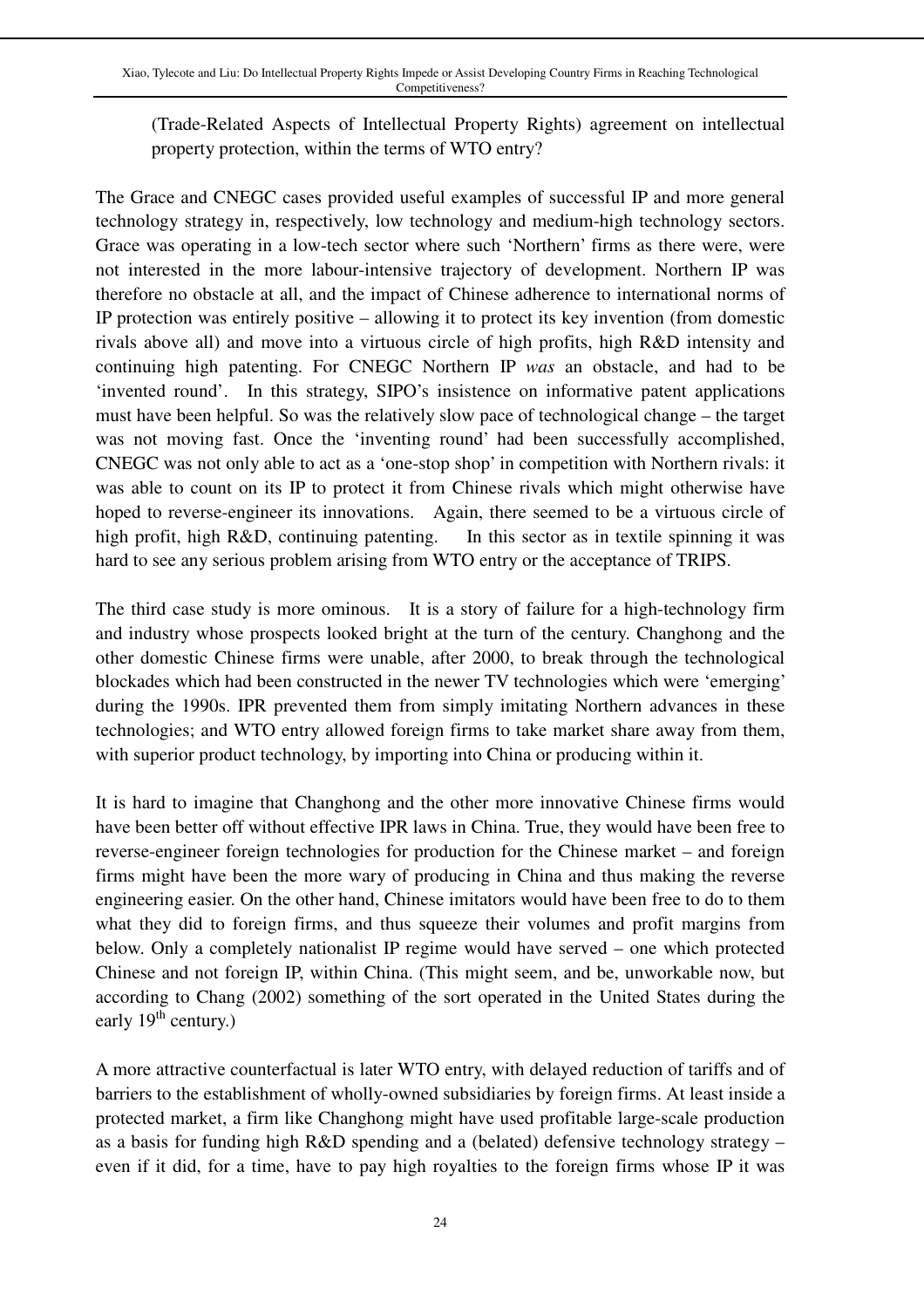(Trade-Related Aspects of Intellectual Property Rights) agreement on intellectual property protection, within the terms of WTO entry?

The Grace and CNEGC cases provided useful examples of successful IP and more general technology strategy in, respectively, low technology and medium-high technology sectors. Grace was operating in a low-tech sector where such 'Northern' firms as there were, were not interested in the more labour-intensive trajectory of development. Northern IP was therefore no obstacle at all, and the impact of Chinese adherence to international norms of IP protection was entirely positive – allowing it to protect its key invention (from domestic rivals above all) and move into a virtuous circle of high profits, high R&D intensity and continuing high patenting. For CNEGC Northern IP *was* an obstacle, and had to be 'invented round'. In this strategy, SIPO's insistence on informative patent applications must have been helpful. So was the relatively slow pace of technological change – the target was not moving fast. Once the 'inventing round' had been successfully accomplished, CNEGC was not only able to act as a 'one-stop shop' in competition with Northern rivals: it was able to count on its IP to protect it from Chinese rivals which might otherwise have hoped to reverse-engineer its innovations. Again, there seemed to be a virtuous circle of high profit, high R&D, continuing patenting. In this sector as in textile spinning it was hard to see any serious problem arising from WTO entry or the acceptance of TRIPS.

The third case study is more ominous. It is a story of failure for a high-technology firm and industry whose prospects looked bright at the turn of the century. Changhong and the other domestic Chinese firms were unable, after 2000, to break through the technological blockades which had been constructed in the newer TV technologies which were 'emerging' during the 1990s. IPR prevented them from simply imitating Northern advances in these technologies; and WTO entry allowed foreign firms to take market share away from them, with superior product technology, by importing into China or producing within it.

It is hard to imagine that Changhong and the other more innovative Chinese firms would have been better off without effective IPR laws in China. True, they would have been free to reverse-engineer foreign technologies for production for the Chinese market – and foreign firms might have been the more wary of producing in China and thus making the reverse engineering easier. On the other hand, Chinese imitators would have been free to do to them what they did to foreign firms, and thus squeeze their volumes and profit margins from below. Only a completely nationalist IP regime would have served – one which protected Chinese and not foreign IP, within China. (This might seem, and be, unworkable now, but according to Chang (2002) something of the sort operated in the United States during the early 19th century.)

A more attractive counterfactual is later WTO entry, with delayed reduction of tariffs and of barriers to the establishment of wholly-owned subsidiaries by foreign firms. At least inside a protected market, a firm like Changhong might have used profitable large-scale production as a basis for funding high R&D spending and a (belated) defensive technology strategy – even if it did, for a time, have to pay high royalties to the foreign firms whose IP it was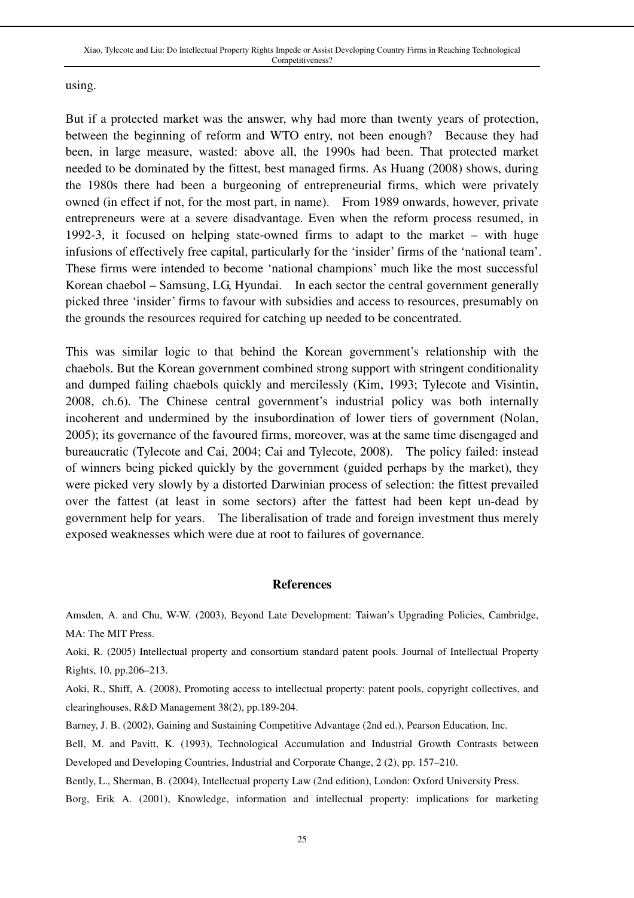using.

But if a protected market was the answer, why had more than twenty years of protection, between the beginning of reform and WTO entry, not been enough? Because they had been, in large measure, wasted: above all, the 1990s had been. That protected market needed to be dominated by the fittest, best managed firms. As Huang (2008) shows, during the 1980s there had been a burgeoning of entrepreneurial firms, which were privately owned (in effect if not, for the most part, in name). From 1989 onwards, however, private entrepreneurs were at a severe disadvantage. Even when the reform process resumed, in 1992-3, it focused on helping state-owned firms to adapt to the market – with huge infusions of effectively free capital, particularly for the 'insider' firms of the 'national team'. These firms were intended to become 'national champions' much like the most successful Korean chaebol – Samsung, LG, Hyundai. In each sector the central government generally picked three 'insider' firms to favour with subsidies and access to resources, presumably on the grounds the resources required for catching up needed to be concentrated.

This was similar logic to that behind the Korean government's relationship with the chaebols. But the Korean government combined strong support with stringent conditionality and dumped failing chaebols quickly and mercilessly (Kim, 1993; Tylecote and Visintin, 2008, ch.6). The Chinese central government's industrial policy was both internally incoherent and undermined by the insubordination of lower tiers of government (Nolan, 2005); its governance of the favoured firms, moreover, was at the same time disengaged and bureaucratic (Tylecote and Cai, 2004; Cai and Tylecote, 2008). The policy failed: instead of winners being picked quickly by the government (guided perhaps by the market), they were picked very slowly by a distorted Darwinian process of selection: the fittest prevailed over the fattest (at least in some sectors) after the fattest had been kept un-dead by government help for years. The liberalisation of trade and foreign investment thus merely exposed weaknesses which were due at root to failures of governance.

## References

Amsden, A. and Chu, W-W. (2003), Beyond Late Development: Taiwan's Upgrading Policies, Cambridge, MA: The MIT Press.

Aoki, R. (2005) Intellectual property and consortium standard patent pools. Journal of Intellectual Property Rights, 10, pp.206–213.

Aoki, R., Shiff, A. (2008), Promoting access to intellectual property: patent pools, copyright collectives, and clearinghouses, R&D Management 38(2), pp.189-204.

Barney, J. B. (2002), Gaining and Sustaining Competitive Advantage (2nd ed.), Pearson Education, Inc.

Bell, M. and Pavitt, K. (1993), Technological Accumulation and Industrial Growth Contrasts between Developed and Developing Countries, Industrial and Corporate Change, 2 (2), pp. 157–210.

Bently, L., Sherman, B. (2004), Intellectual property Law (2nd edition), London: Oxford University Press.

Borg, Erik A. (2001), Knowledge, information and intellectual property: implications for marketing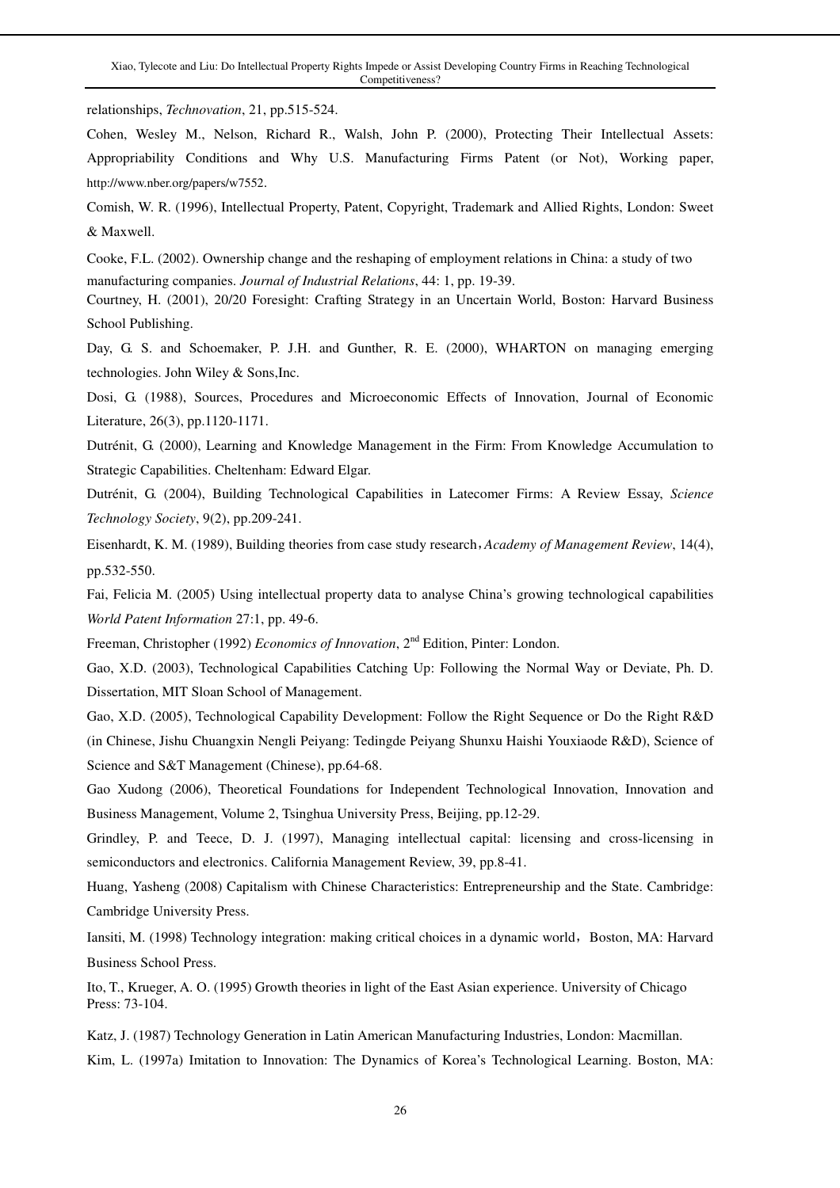relationships, *Technovation*, 21, pp.515-524.

Cohen, Wesley M., Nelson, Richard R., Walsh, John P. (2000), Protecting Their Intellectual Assets: Appropriability Conditions and Why U.S. Manufacturing Firms Patent (or Not), Working paper, http://www.nber.org/papers/w7552.

Comish, W. R. (1996), Intellectual Property, Patent, Copyright, Trademark and Allied Rights, London: Sweet & Maxwell.

Cooke, F.L. (2002). Ownership change and the reshaping of employment relations in China: a study of two manufacturing companies. *Journal of Industrial Relations*, 44: 1, pp. 19-39.

Courtney, H. (2001), 20/20 Foresight: Crafting Strategy in an Uncertain World, Boston: Harvard Business School Publishing.

Day, G. S. and Schoemaker, P. J.H. and Gunther, R. E. (2000), WHARTON on managing emerging technologies. John Wiley & Sons,Inc.

Dosi, G. (1988), Sources, Procedures and Microeconomic Effects of Innovation, Journal of Economic Literature, 26(3), pp.1120-1171.

Dutrénit, G. (2000), Learning and Knowledge Management in the Firm: From Knowledge Accumulation to Strategic Capabilities. Cheltenham: Edward Elgar.

Dutrénit, G. (2004), Building Technological Capabilities in Latecomer Firms: A Review Essay, *Science Technology Society*, 9(2), pp.209-241.

Eisenhardt, K. M. (1989), Building theories from case study research，*Academy of Management Review*, 14(4), pp.532-550.

Fai, Felicia M. (2005) Using intellectual property data to analyse China's growing technological capabilities *World Patent Information* 27:1, pp. 49-6.

Freeman, Christopher (1992) *Economics of Innovation*, 2nd Edition, Pinter: London.

Gao, X.D. (2003), Technological Capabilities Catching Up: Following the Normal Way or Deviate, Ph. D. Dissertation, MIT Sloan School of Management.

Gao, X.D. (2005), Technological Capability Development: Follow the Right Sequence or Do the Right R&D (in Chinese, Jishu Chuangxin Nengli Peiyang: Tedingde Peiyang Shunxu Haishi Youxiaode R&D), Science of Science and S&T Management (Chinese), pp.64-68.

Gao Xudong (2006), Theoretical Foundations for Independent Technological Innovation, Innovation and Business Management, Volume 2, Tsinghua University Press, Beijing, pp.12-29.

Grindley, P. and Teece, D. J. (1997), Managing intellectual capital: licensing and cross-licensing in semiconductors and electronics. California Management Review, 39, pp.8-41.

Huang, Yasheng (2008) Capitalism with Chinese Characteristics: Entrepreneurship and the State. Cambridge: Cambridge University Press.

Iansiti, M. (1998) Technology integration: making critical choices in a dynamic world，Boston, MA: Harvard Business School Press.

Ito, T., Krueger, A. O. (1995) Growth theories in light of the East Asian experience. University of Chicago Press: 73-104.

Katz, J. (1987) Technology Generation in Latin American Manufacturing Industries, London: Macmillan.

Kim, L. (1997a) Imitation to Innovation: The Dynamics of Korea's Technological Learning. Boston, MA: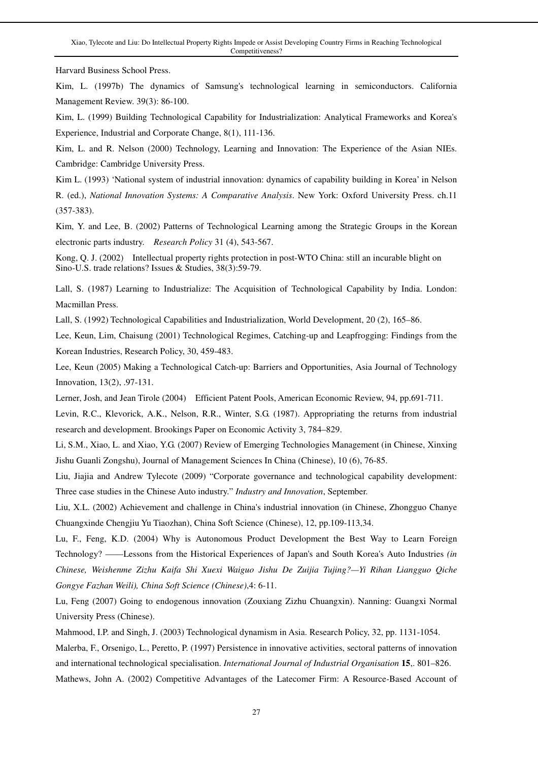Harvard Business School Press.

Kim, L. (1997b) The dynamics of Samsung's technological learning in semiconductors. California Management Review. 39(3): 86-100.

Kim, L. (1999) Building Technological Capability for Industrialization: Analytical Frameworks and Korea's Experience, Industrial and Corporate Change, 8(1), 111-136.

Kim, L. and R. Nelson (2000) Technology, Learning and Innovation: The Experience of the Asian NIEs. Cambridge: Cambridge University Press.

Kim L. (1993) 'National system of industrial innovation: dynamics of capability building in Korea' in Nelson R. (ed.), *National Innovation Systems: A Comparative Analysis*. New York: Oxford University Press. ch.11 (357-383).

Kim, Y. and Lee, B. (2002) Patterns of Technological Learning among the Strategic Groups in the Korean electronic parts industry. *Research Policy* 31 (4), 543-567.

Kong, Q. J. (2002) Intellectual property rights protection in post-WTO China: still an incurable blight on Sino-U.S. trade relations? Issues & Studies, 38(3):59-79.

Lall, S. (1987) Learning to Industrialize: The Acquisition of Technological Capability by India. London: Macmillan Press.

Lall, S. (1992) Technological Capabilities and Industrialization, World Development, 20 (2), 165–86.

Lee, Keun, Lim, Chaisung (2001) Technological Regimes, Catching-up and Leapfrogging: Findings from the Korean Industries, Research Policy, 30, 459-483.

Lee, Keun (2005) Making a Technological Catch-up: Barriers and Opportunities, Asia Journal of Technology Innovation, 13(2), .97-131.

Lerner, Josh, and Jean Tirole (2004) Efficient Patent Pools, American Economic Review, 94, pp.691-711.

Levin, R.C., Klevorick, A.K., Nelson, R.R., Winter, S.G. (1987). Appropriating the returns from industrial research and development. Brookings Paper on Economic Activity 3, 784–829.

Li, S.M., Xiao, L. and Xiao, Y.G. (2007) Review of Emerging Technologies Management (in Chinese, Xinxing Jishu Guanli Zongshu), Journal of Management Sciences In China (Chinese), 10 (6), 76-85.

Liu, Jiajia and Andrew Tylecote (2009) "Corporate governance and technological capability development: Three case studies in the Chinese Auto industry." *Industry and Innovation*, September.

Liu, X.L. (2002) Achievement and challenge in China's industrial innovation (in Chinese, Zhongguo Chanye Chuangxinde Chengjiu Yu Tiaozhan), China Soft Science (Chinese), 12, pp.109-113,34.

Lu, F., Feng, K.D. (2004) Why is Autonomous Product Development the Best Way to Learn Foreign Technology? ——Lessons from the Historical Experiences of Japan's and South Korea's Auto Industries *(in Chinese, Weishenme Zizhu Kaifa Shi Xuexi Waiguo Jishu De Zuijia Tujing?—Yi Rihan Liangguo Qiche Gongye Fazhan Weili), China Soft Science (Chinese)*,4: 6-11.

Lu, Feng (2007) Going to endogenous innovation (Zouxiang Zizhu Chuangxin). Nanning: Guangxi Normal University Press (Chinese).

Mahmood, I.P. and Singh, J. (2003) Technological dynamism in Asia. Research Policy, 32, pp. 1131-1054.

Malerba, F., Orsenigo, L., Peretto, P. (1997) Persistence in innovative activities, sectoral patterns of innovation and international technological specialisation. *International Journal of Industrial Organisation* **15**,. 801–826.

Mathews, John A. (2002) Competitive Advantages of the Latecomer Firm: A Resource-Based Account of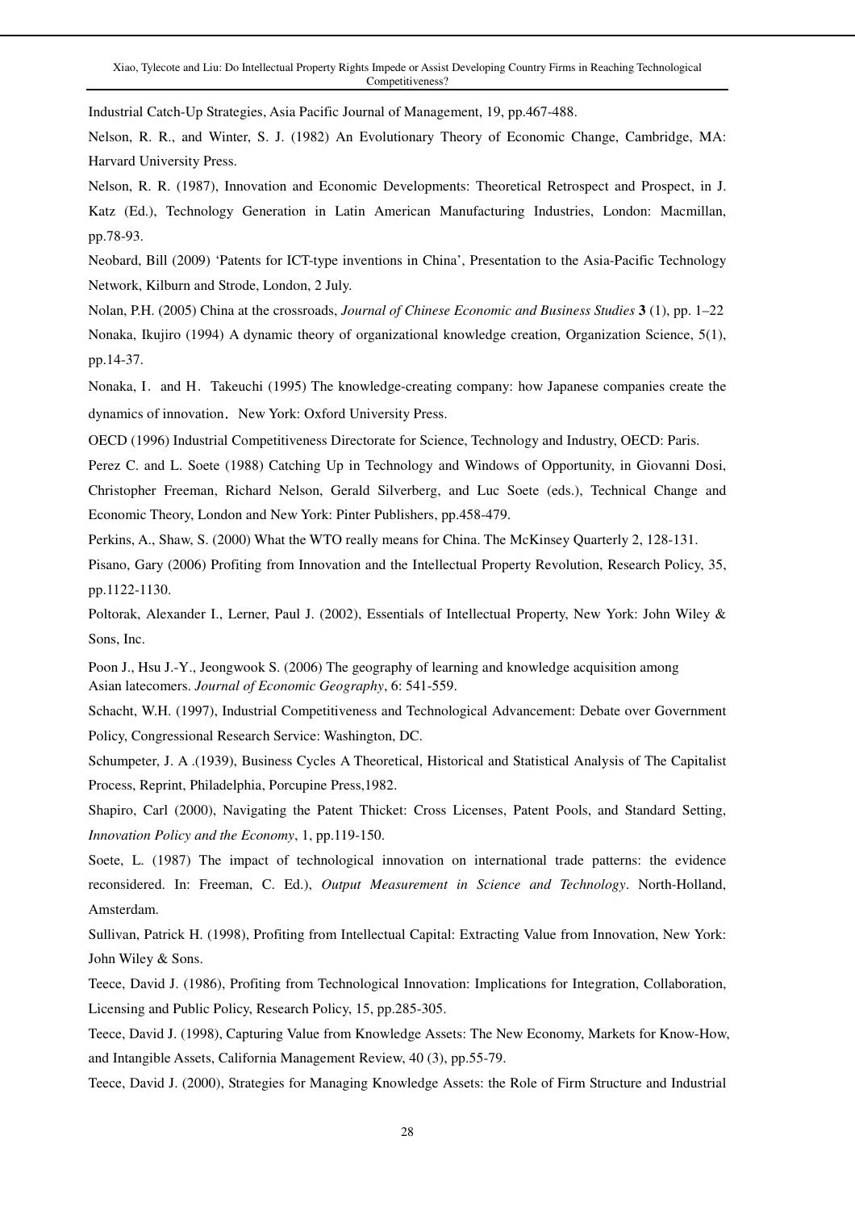Industrial Catch-Up Strategies, Asia Pacific Journal of Management, 19, pp.467-488.

Nelson, R. R., and Winter, S. J. (1982) An Evolutionary Theory of Economic Change, Cambridge, MA: Harvard University Press.

Nelson, R. R. (1987), Innovation and Economic Developments: Theoretical Retrospect and Prospect, in J. Katz (Ed.), Technology Generation in Latin American Manufacturing Industries, London: Macmillan, pp.78-93.

Neobard, Bill (2009) 'Patents for ICT-type inventions in China', Presentation to the Asia-Pacific Technology Network, Kilburn and Strode, London, 2 July.

Nolan, P.H. (2005) China at the crossroads, *Journal of Chinese Economic and Business Studies* **3** (1), pp. 1–22

Nonaka, Ikujiro (1994) A dynamic theory of organizational knowledge creation, Organization Science, 5(1), pp.14-37.

Nonaka, I. and H. Takeuchi (1995) The knowledge-creating company: how Japanese companies create the dynamics of innovation, New York: Oxford University Press.

OECD (1996) Industrial Competitiveness Directorate for Science, Technology and Industry, OECD: Paris.

Perez C. and L. Soete (1988) Catching Up in Technology and Windows of Opportunity, in Giovanni Dosi, Christopher Freeman, Richard Nelson, Gerald Silverberg, and Luc Soete (eds.), Technical Change and Economic Theory, London and New York: Pinter Publishers, pp.458-479.

Perkins, A., Shaw, S. (2000) What the WTO really means for China. The McKinsey Quarterly 2, 128-131.

Pisano, Gary (2006) Profiting from Innovation and the Intellectual Property Revolution, Research Policy, 35, pp.1122-1130.

Poltorak, Alexander I., Lerner, Paul J. (2002), Essentials of Intellectual Property, New York: John Wiley & Sons, Inc.

Poon J., Hsu J.-Y., Jeongwook S. (2006) The geography of learning and knowledge acquisition among Asian latecomers. *Journal of Economic Geography*, 6: 541-559.

Schacht, W.H. (1997), Industrial Competitiveness and Technological Advancement: Debate over Government Policy, Congressional Research Service: Washington, DC.

Schumpeter, J. A .(1939), Business Cycles A Theoretical, Historical and Statistical Analysis of The Capitalist Process, Reprint, Philadelphia, Porcupine Press,1982.

Shapiro, Carl (2000), Navigating the Patent Thicket: Cross Licenses, Patent Pools, and Standard Setting, *Innovation Policy and the Economy*, 1, pp.119-150.

Soete, L. (1987) The impact of technological innovation on international trade patterns: the evidence reconsidered. In: Freeman, C. Ed.), *Output Measurement in Science and Technology*. North-Holland, Amsterdam.

Sullivan, Patrick H. (1998), Profiting from Intellectual Capital: Extracting Value from Innovation, New York: John Wiley & Sons.

Teece, David J. (1986), Profiting from Technological Innovation: Implications for Integration, Collaboration, Licensing and Public Policy, Research Policy, 15, pp.285-305.

Teece, David J. (1998), Capturing Value from Knowledge Assets: The New Economy, Markets for Know-How, and Intangible Assets, California Management Review, 40 (3), pp.55-79.

Teece, David J. (2000), Strategies for Managing Knowledge Assets: the Role of Firm Structure and Industrial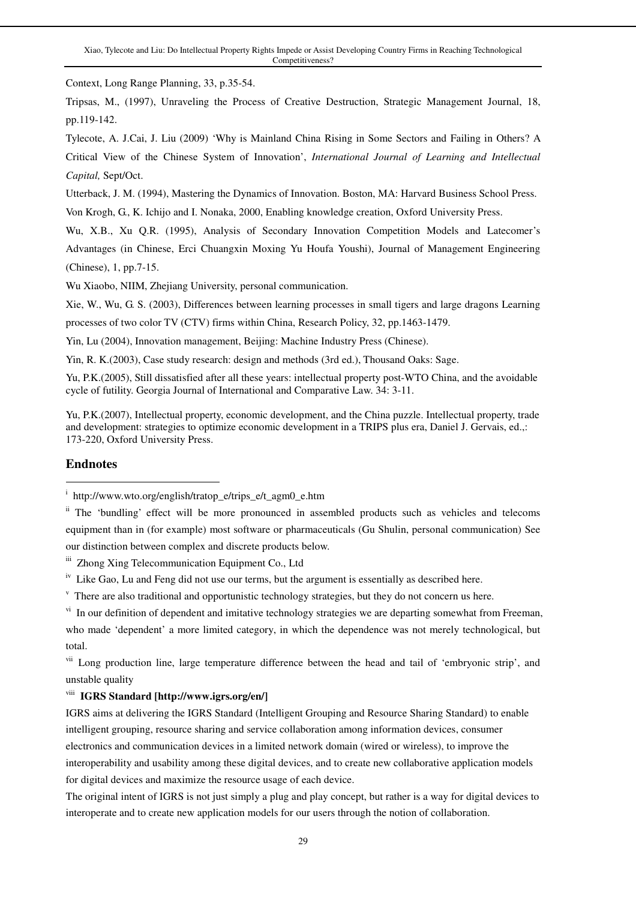Context, Long Range Planning, 33, p.35-54.

Tripsas, M., (1997), Unraveling the Process of Creative Destruction, Strategic Management Journal, 18, pp.119-142.

Tylecote, A. J.Cai, J. Liu (2009) 'Why is Mainland China Rising in Some Sectors and Failing in Others? A Critical View of the Chinese System of Innovation', *International Journal of Learning and Intellectual Capital,* Sept/Oct.

Utterback, J. M. (1994), Mastering the Dynamics of Innovation. Boston, MA: Harvard Business School Press.

Von Krogh, G., K. Ichijo and I. Nonaka, 2000, Enabling knowledge creation, Oxford University Press.

Wu, X.B., Xu Q.R. (1995), Analysis of Secondary Innovation Competition Models and Latecomer's Advantages (in Chinese, Erci Chuangxin Moxing Yu Houfa Youshi), Journal of Management Engineering (Chinese), 1, pp.7-15.

Wu Xiaobo, NIIM, Zhejiang University, personal communication.

Xie, W., Wu, G. S. (2003), Differences between learning processes in small tigers and large dragons Learning processes of two color TV (CTV) firms within China, Research Policy, 32, pp.1463-1479.

Yin, Lu (2004), Innovation management, Beijing: Machine Industry Press (Chinese).

Yin, R. K.(2003), Case study research: design and methods (3rd ed.), Thousand Oaks: Sage.

Yu, P.K.(2005), Still dissatisfied after all these years: intellectual property post-WTO China, and the avoidable cycle of futility. Georgia Journal of International and Comparative Law. 34: 3-11.

Yu, P.K.(2007), Intellectual property, economic development, and the China puzzle. Intellectual property, trade and development: strategies to optimize economic development in a TRIPS plus era, Daniel J. Gervais, ed.,: 173-220, Oxford University Press.

## Endnotes

[i] http://www.wto.org/english/tratop_e/trips_e/t_agm0_e.htm

[ii] The 'bundling' effect will be more pronounced in assembled products such as vehicles and telecoms equipment than in (for example) most software or pharmaceuticals (Gu Shulin, personal communication) See our distinction between complex and discrete products below.

[iii] Zhong Xing Telecommunication Equipment Co., Ltd

[iv] Like Gao, Lu and Feng did not use our terms, but the argument is essentially as described here.

[v] There are also traditional and opportunistic technology strategies, but they do not concern us here.

[vi] In our definition of dependent and imitative technology strategies we are departing somewhat from Freeman, who made 'dependent' a more limited category, in which the dependence was not merely technological, but total.

[vii] Long production line, large temperature difference between the head and tail of 'embryonic strip', and unstable quality

[viii] **IGRS Standard [http://www.igrs.org/en/]**

IGRS aims at delivering the IGRS Standard (Intelligent Grouping and Resource Sharing Standard) to enable intelligent grouping, resource sharing and service collaboration among information devices, consumer electronics and communication devices in a limited network domain (wired or wireless), to improve the interoperability and usability among these digital devices, and to create new collaborative application models for digital devices and maximize the resource usage of each device.

The original intent of IGRS is not just simply a plug and play concept, but rather is a way for digital devices to interoperate and to create new application models for our users through the notion of collaboration.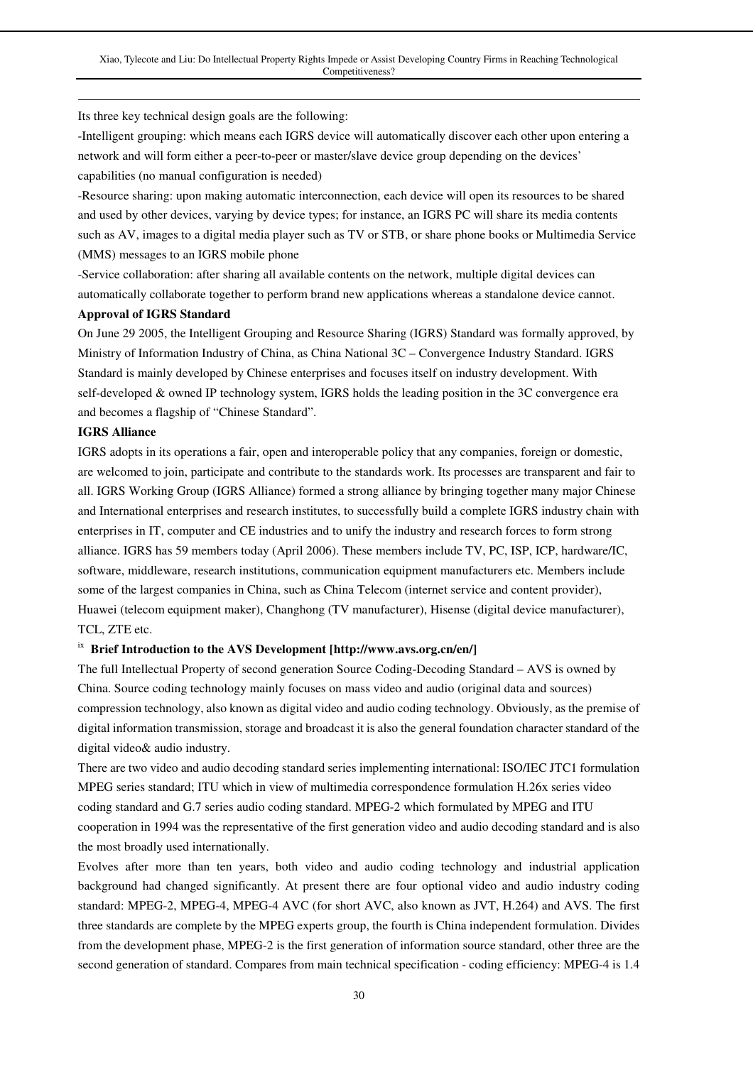Its three key technical design goals are the following:

-Intelligent grouping: which means each IGRS device will automatically discover each other upon entering a network and will form either a peer-to-peer or master/slave device group depending on the devices' capabilities (no manual configuration is needed)

-Resource sharing: upon making automatic interconnection, each device will open its resources to be shared and used by other devices, varying by device types; for instance, an IGRS PC will share its media contents such as AV, images to a digital media player such as TV or STB, or share phone books or Multimedia Service (MMS) messages to an IGRS mobile phone

-Service collaboration: after sharing all available contents on the network, multiple digital devices can automatically collaborate together to perform brand new applications whereas a standalone device cannot.

**Approval of IGRS Standard**

On June 29 2005, the Intelligent Grouping and Resource Sharing (IGRS) Standard was formally approved, by Ministry of Information Industry of China, as China National 3C – Convergence Industry Standard. IGRS Standard is mainly developed by Chinese enterprises and focuses itself on industry development. With self-developed & owned IP technology system, IGRS holds the leading position in the 3C convergence era and becomes a flagship of "Chinese Standard".

**IGRS Alliance**

IGRS adopts in its operations a fair, open and interoperable policy that any companies, foreign or domestic, are welcomed to join, participate and contribute to the standards work. Its processes are transparent and fair to all. IGRS Working Group (IGRS Alliance) formed a strong alliance by bringing together many major Chinese and International enterprises and research institutes, to successfully build a complete IGRS industry chain with enterprises in IT, computer and CE industries and to unify the industry and research forces to form strong alliance. IGRS has 59 members today (April 2006). These members include TV, PC, ISP, ICP, hardware/IC, software, middleware, research institutions, communication equipment manufacturers etc. Members include some of the largest companies in China, such as China Telecom (internet service and content provider), Huawei (telecom equipment maker), Changhong (TV manufacturer), Hisense (digital device manufacturer), TCL, ZTE etc.

[ix] **Brief Introduction to the AVS Development [http://www.avs.org.cn/en/]**

The full Intellectual Property of second generation Source Coding-Decoding Standard – AVS is owned by China. Source coding technology mainly focuses on mass video and audio (original data and sources) compression technology, also known as digital video and audio coding technology. Obviously, as the premise of digital information transmission, storage and broadcast it is also the general foundation character standard of the digital video& audio industry.

There are two video and audio decoding standard series implementing international: ISO/IEC JTC1 formulation MPEG series standard; ITU which in view of multimedia correspondence formulation H.26x series video coding standard and G.7 series audio coding standard. MPEG-2 which formulated by MPEG and ITU cooperation in 1994 was the representative of the first generation video and audio decoding standard and is also the most broadly used internationally.

Evolves after more than ten years, both video and audio coding technology and industrial application background had changed significantly. At present there are four optional video and audio industry coding standard: MPEG-2, MPEG-4, MPEG-4 AVC (for short AVC, also known as JVT, H.264) and AVS. The first three standards are complete by the MPEG experts group, the fourth is China independent formulation. Divides from the development phase, MPEG-2 is the first generation of information source standard, other three are the second generation of standard. Compares from main technical specification - coding efficiency: MPEG-4 is 1.4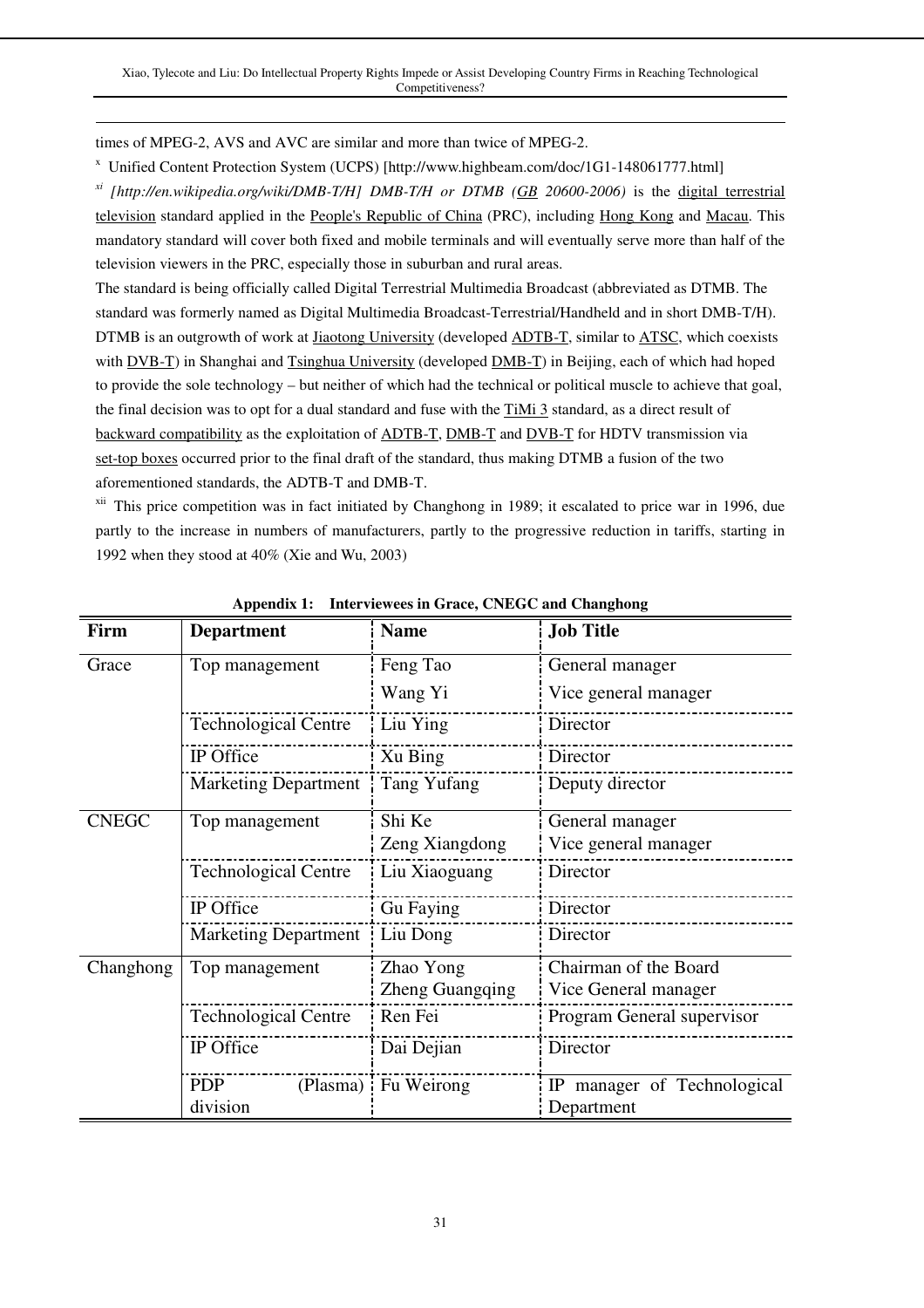times of MPEG-2, AVS and AVC are similar and more than twice of MPEG-2.

[x] Unified Content Protection System (UCPS) [http://www.highbeam.com/doc/1G1-148061777.html]

[xi] *[http://en.wikipedia.org/wiki/DMB-T/H] DMB-T/H or DTMB (GB 20600-2006)* is the digital terrestrial television standard applied in the People's Republic of China (PRC), including Hong Kong and Macau. This mandatory standard will cover both fixed and mobile terminals and will eventually serve more than half of the television viewers in the PRC, especially those in suburban and rural areas.

The standard is being officially called Digital Terrestrial Multimedia Broadcast (abbreviated as DTMB. The standard was formerly named as Digital Multimedia Broadcast-Terrestrial/Handheld and in short DMB-T/H). DTMB is an outgrowth of work at Jiaotong University (developed ADTB-T, similar to ATSC, which coexists with DVB-T) in Shanghai and Tsinghua University (developed DMB-T) in Beijing, each of which had hoped to provide the sole technology – but neither of which had the technical or political muscle to achieve that goal, the final decision was to opt for a dual standard and fuse with the TiMi 3 standard, as a direct result of backward compatibility as the exploitation of ADTB-T, DMB-T and DVB-T for HDTV transmission via set-top boxes occurred prior to the final draft of the standard, thus making DTMB a fusion of the two aforementioned standards, the ADTB-T and DMB-T.

[xii] This price competition was in fact initiated by Changhong in 1989; it escalated to price war in 1996, due partly to the increase in numbers of manufacturers, partly to the progressive reduction in tariffs, starting in 1992 when they stood at 40% (Xie and Wu, 2003)

**Appendix 1: Interviewees in Grace, CNEGC and Changhong**

| Firm | Department | Name | Job Title |
|---|---|---|---|
| Grace | Top management | Feng Tao<br>Wang Yi | General manager<br>Vice general manager |
| | Technological Centre | Liu Ying | Director |
| | IP Office | Xu Bing | Director |
| | Marketing Department | Tang Yufang | Deputy director |
| CNEGC | Top management | Shi Ke<br>Zeng Xiangdong | General manager<br>Vice general manager |
| | Technological Centre | Liu Xiaoguang | Director |
| | IP Office | Gu Faying | Director |
| | Marketing Department | Liu Dong | Director |
| Changhong | Top management | Zhao Yong<br>Zheng Guangqing | Chairman of the Board<br>Vice General manager |
| | Technological Centre | Ren Fei | Program General supervisor |
| | IP Office | Dai Dejian | Director |
| | PDP (Plasma) division | Fu Weirong | IP manager of Technological Department |